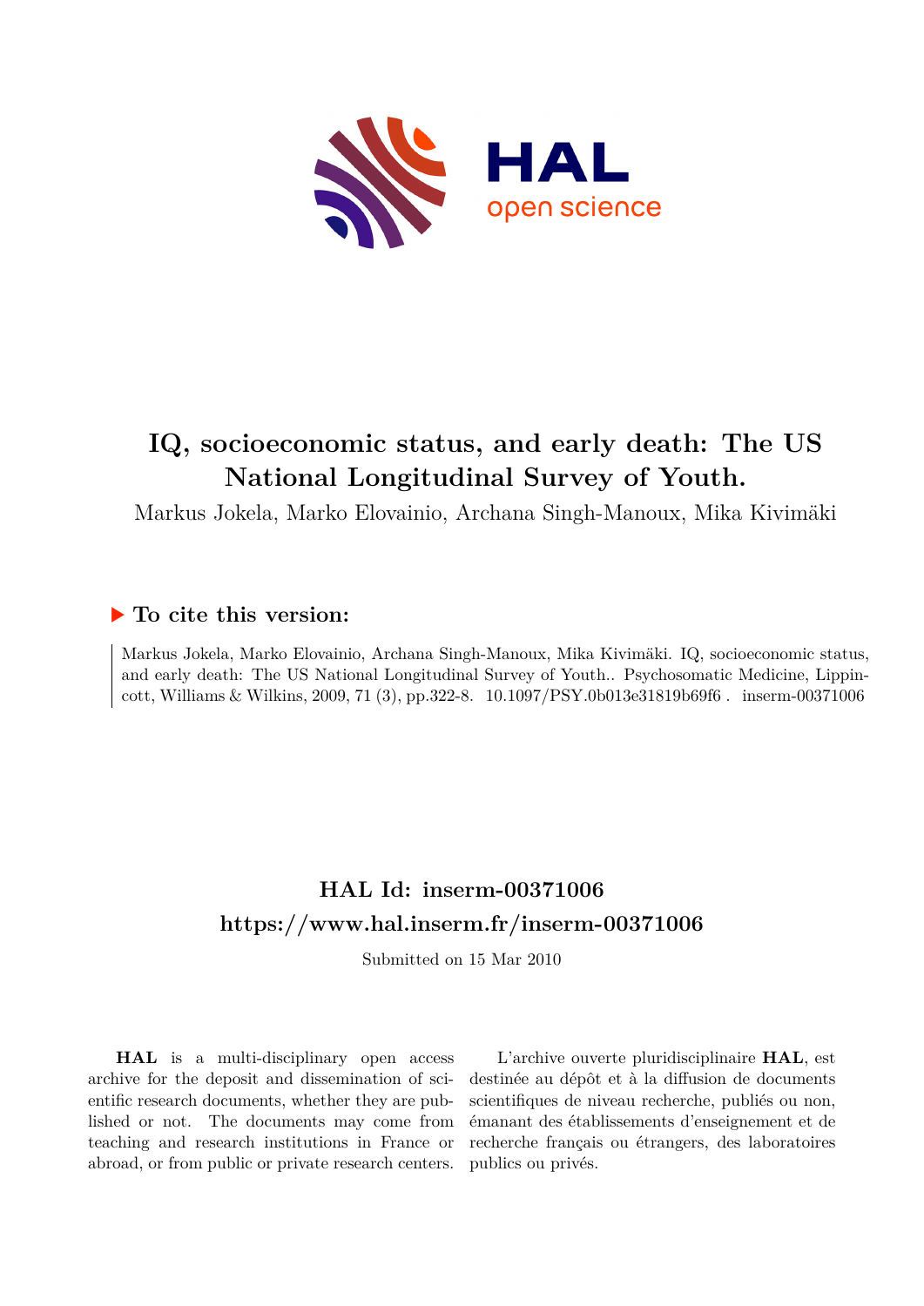# IQ, socioeconomic status, and early death: The US National Longitudinal Survey of Youth.

Markus Jokela, Marko Elovainio, Archana Singh-Manoux, Mika Kivimäki

## ▶ To cite this version:

Markus Jokela, Marko Elovainio, Archana Singh-Manoux, Mika Kivimäki. IQ, socioeconomic status, and early death: The US National Longitudinal Survey of Youth.. Psychosomatic Medicine, Lippincott, Williams & Wilkins, 2009, 71 (3), pp.322-8. 10.1097/PSY.0b013e31819b69f6 . inserm-00371006

## HAL Id: inserm-00371006
## https://www.hal.inserm.fr/inserm-00371006

Submitted on 15 Mar 2010

**HAL** is a multi-disciplinary open access archive for the deposit and dissemination of scientific research documents, whether they are published or not. The documents may come from teaching and research institutions in France or abroad, or from public or private research centers.

L'archive ouverte pluridisciplinaire **HAL**, est destinée au dépôt et à la diffusion de documents scientifiques de niveau recherche, publiés ou non, émanant des établissements d'enseignement et de recherche français ou étrangers, des laboratoires publics ou privés.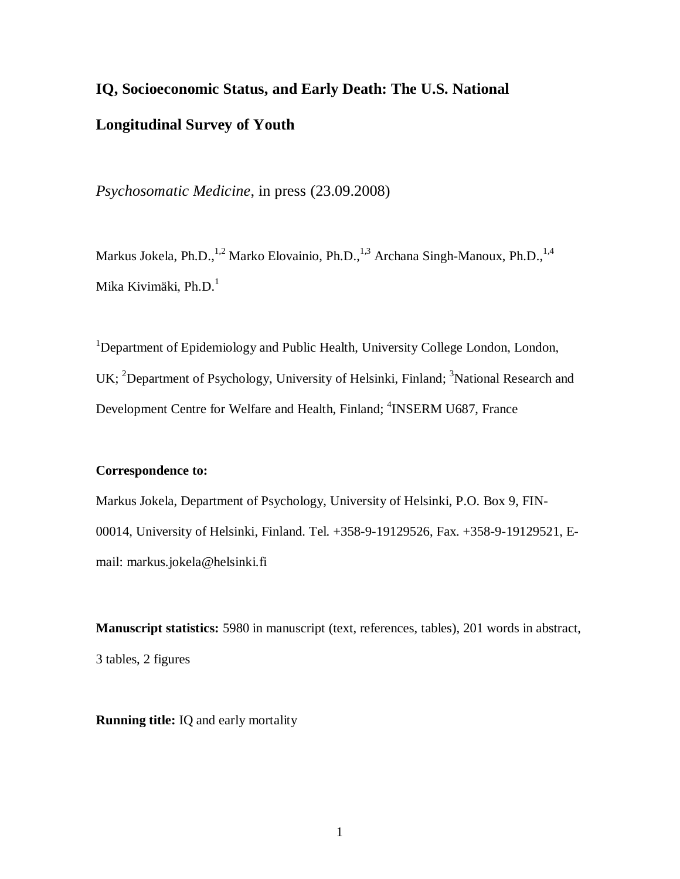# IQ, Socioeconomic Status, and Early Death: The U.S. National Longitudinal Survey of Youth

*Psychosomatic Medicine*, in press (23.09.2008)

Markus Jokela, Ph.D.,[1,2] Marko Elovainio, Ph.D.,[1,3] Archana Singh-Manoux, Ph.D.,[1,4] Mika Kivimäki, Ph.D.[1]

[1]Department of Epidemiology and Public Health, University College London, London, UK; [2]Department of Psychology, University of Helsinki, Finland; [3]National Research and Development Centre for Welfare and Health, Finland; [4]INSERM U687, France

**Correspondence to:**

Markus Jokela, Department of Psychology, University of Helsinki, P.O. Box 9, FIN-00014, University of Helsinki, Finland. Tel. +358-9-19129526, Fax. +358-9-19129521, E-mail: markus.jokela@helsinki.fi

**Manuscript statistics:** 5980 in manuscript (text, references, tables), 201 words in abstract, 3 tables, 2 figures

**Running title:** IQ and early mortality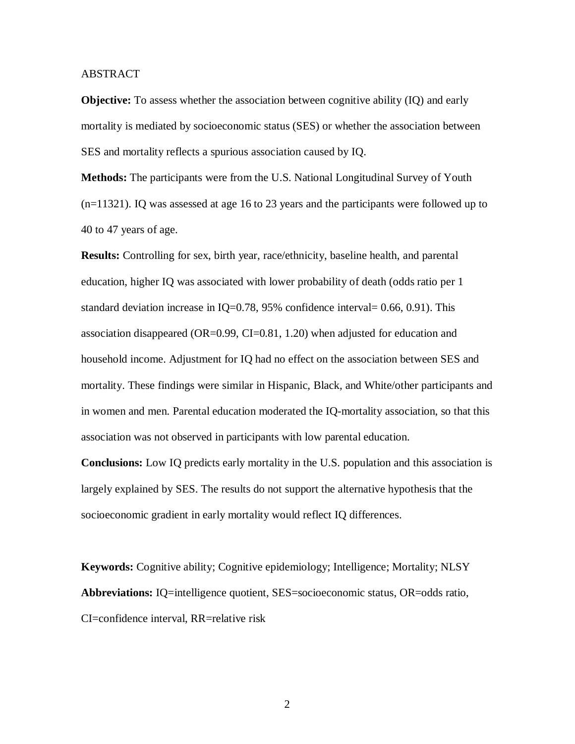ABSTRACT

**Objective:** To assess whether the association between cognitive ability (IQ) and early mortality is mediated by socioeconomic status (SES) or whether the association between SES and mortality reflects a spurious association caused by IQ.

**Methods:** The participants were from the U.S. National Longitudinal Survey of Youth (n=11321). IQ was assessed at age 16 to 23 years and the participants were followed up to 40 to 47 years of age.

**Results:** Controlling for sex, birth year, race/ethnicity, baseline health, and parental education, higher IQ was associated with lower probability of death (odds ratio per 1 standard deviation increase in IQ=0.78, 95% confidence interval= 0.66, 0.91). This association disappeared (OR=0.99, CI=0.81, 1.20) when adjusted for education and household income. Adjustment for IQ had no effect on the association between SES and mortality. These findings were similar in Hispanic, Black, and White/other participants and in women and men. Parental education moderated the IQ-mortality association, so that this association was not observed in participants with low parental education.

**Conclusions:** Low IQ predicts early mortality in the U.S. population and this association is largely explained by SES. The results do not support the alternative hypothesis that the socioeconomic gradient in early mortality would reflect IQ differences.

**Keywords:** Cognitive ability; Cognitive epidemiology; Intelligence; Mortality; NLSY

**Abbreviations:** IQ=intelligence quotient, SES=socioeconomic status, OR=odds ratio, CI=confidence interval, RR=relative risk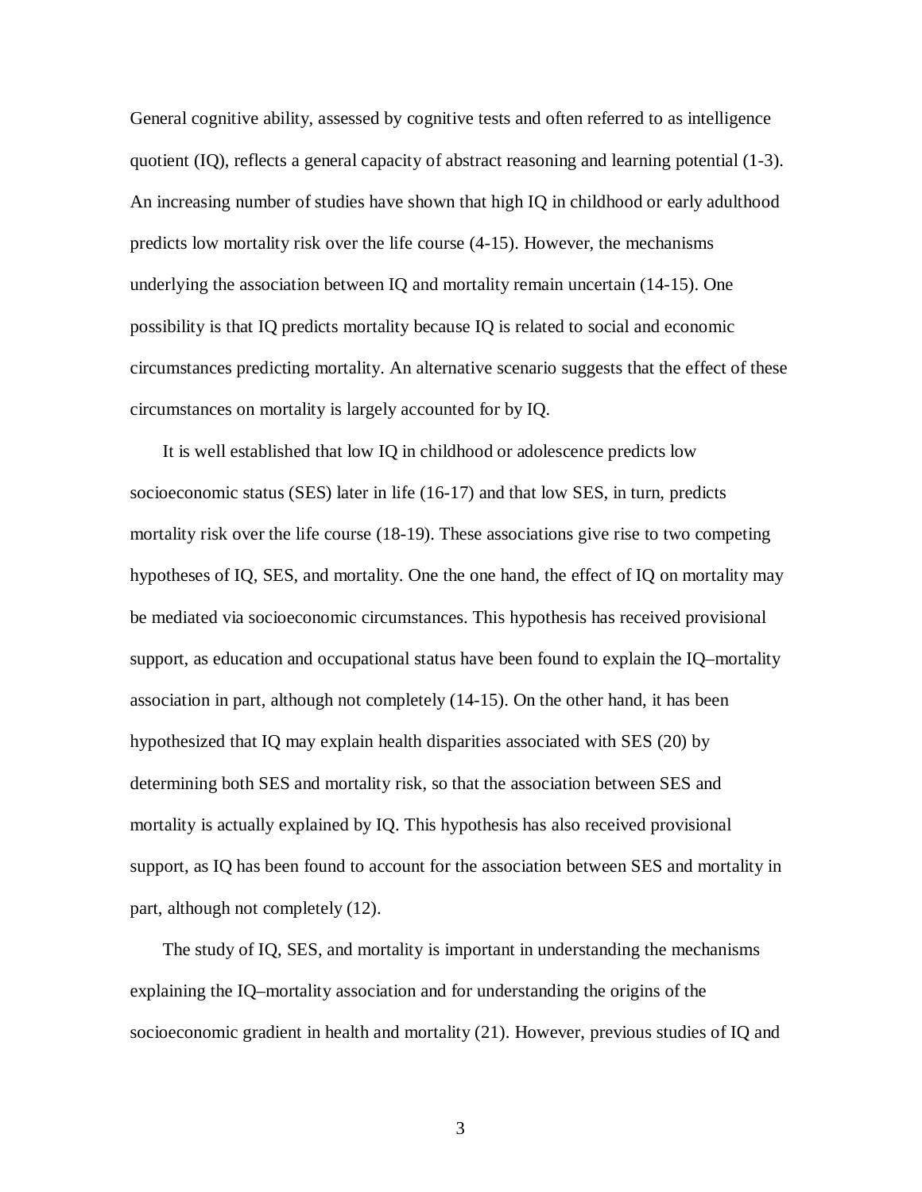General cognitive ability, assessed by cognitive tests and often referred to as intelligence quotient (IQ), reflects a general capacity of abstract reasoning and learning potential (1-3). An increasing number of studies have shown that high IQ in childhood or early adulthood predicts low mortality risk over the life course (4-15). However, the mechanisms underlying the association between IQ and mortality remain uncertain (14-15). One possibility is that IQ predicts mortality because IQ is related to social and economic circumstances predicting mortality. An alternative scenario suggests that the effect of these circumstances on mortality is largely accounted for by IQ.

It is well established that low IQ in childhood or adolescence predicts low socioeconomic status (SES) later in life (16-17) and that low SES, in turn, predicts mortality risk over the life course (18-19). These associations give rise to two competing hypotheses of IQ, SES, and mortality. One the one hand, the effect of IQ on mortality may be mediated via socioeconomic circumstances. This hypothesis has received provisional support, as education and occupational status have been found to explain the IQ–mortality association in part, although not completely (14-15). On the other hand, it has been hypothesized that IQ may explain health disparities associated with SES (20) by determining both SES and mortality risk, so that the association between SES and mortality is actually explained by IQ. This hypothesis has also received provisional support, as IQ has been found to account for the association between SES and mortality in part, although not completely (12).

The study of IQ, SES, and mortality is important in understanding the mechanisms explaining the IQ–mortality association and for understanding the origins of the socioeconomic gradient in health and mortality (21). However, previous studies of IQ and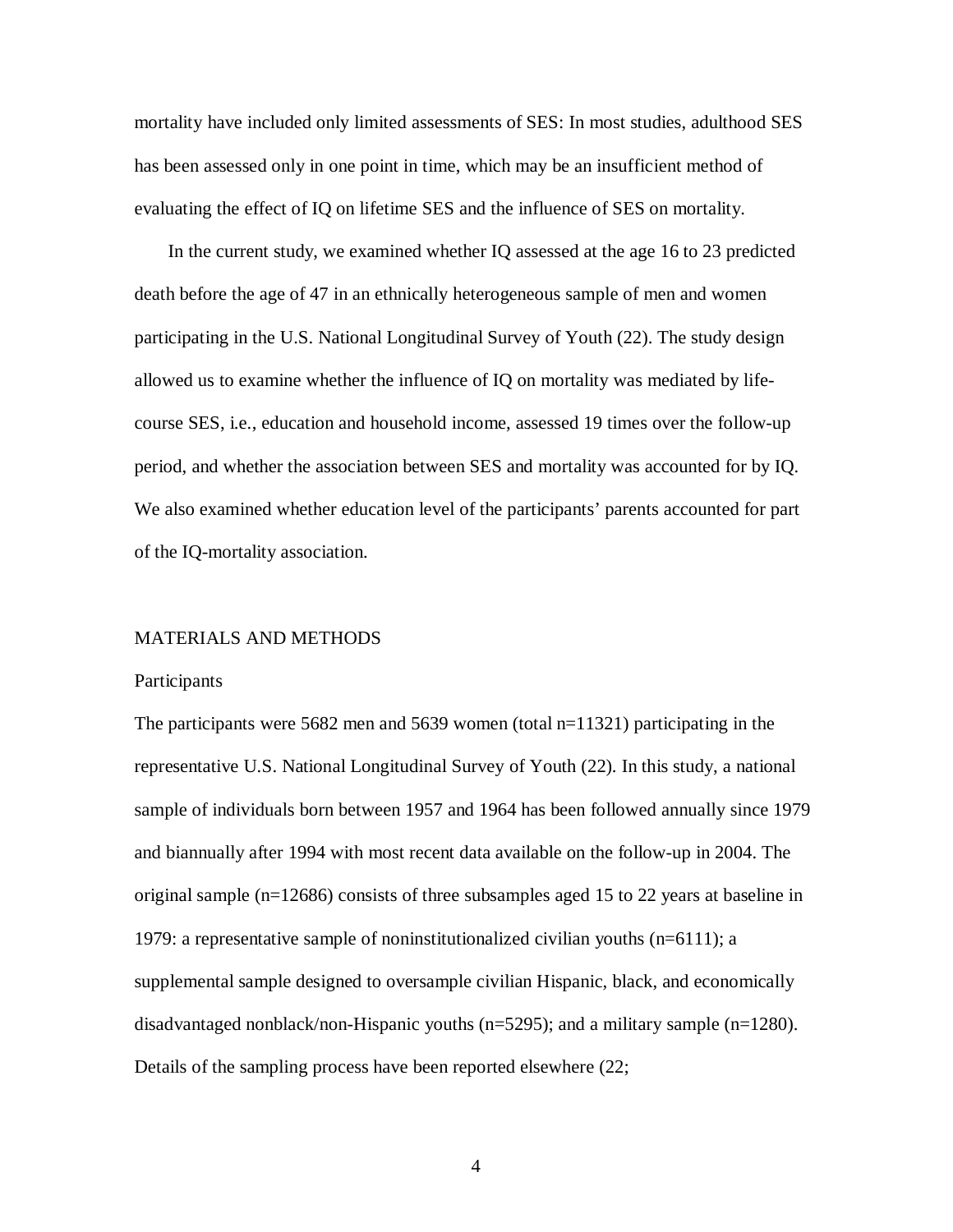mortality have included only limited assessments of SES: In most studies, adulthood SES has been assessed only in one point in time, which may be an insufficient method of evaluating the effect of IQ on lifetime SES and the influence of SES on mortality.

In the current study, we examined whether IQ assessed at the age 16 to 23 predicted death before the age of 47 in an ethnically heterogeneous sample of men and women participating in the U.S. National Longitudinal Survey of Youth (22). The study design allowed us to examine whether the influence of IQ on mortality was mediated by life-course SES, i.e., education and household income, assessed 19 times over the follow-up period, and whether the association between SES and mortality was accounted for by IQ. We also examined whether education level of the participants' parents accounted for part of the IQ-mortality association.

## MATERIALS AND METHODS

### Participants

The participants were 5682 men and 5639 women (total n=11321) participating in the representative U.S. National Longitudinal Survey of Youth (22). In this study, a national sample of individuals born between 1957 and 1964 has been followed annually since 1979 and biannually after 1994 with most recent data available on the follow-up in 2004. The original sample (n=12686) consists of three subsamples aged 15 to 22 years at baseline in 1979: a representative sample of noninstitutionalized civilian youths (n=6111); a supplemental sample designed to oversample civilian Hispanic, black, and economically disadvantaged nonblack/non-Hispanic youths (n=5295); and a military sample (n=1280). Details of the sampling process have been reported elsewhere (22;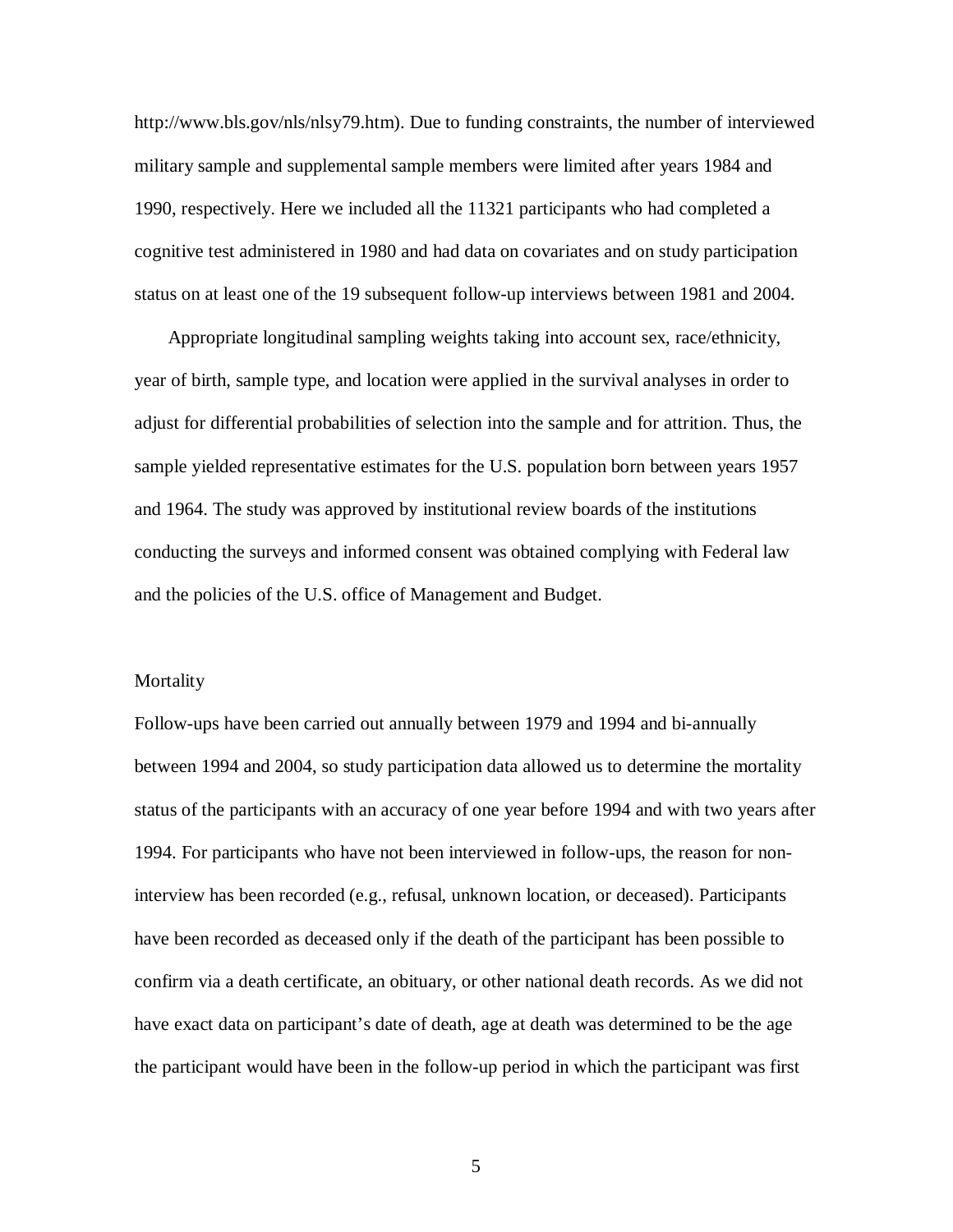http://www.bls.gov/nls/nlsy79.htm). Due to funding constraints, the number of interviewed military sample and supplemental sample members were limited after years 1984 and 1990, respectively. Here we included all the 11321 participants who had completed a cognitive test administered in 1980 and had data on covariates and on study participation status on at least one of the 19 subsequent follow-up interviews between 1981 and 2004.

Appropriate longitudinal sampling weights taking into account sex, race/ethnicity, year of birth, sample type, and location were applied in the survival analyses in order to adjust for differential probabilities of selection into the sample and for attrition. Thus, the sample yielded representative estimates for the U.S. population born between years 1957 and 1964. The study was approved by institutional review boards of the institutions conducting the surveys and informed consent was obtained complying with Federal law and the policies of the U.S. office of Management and Budget.

Mortality

Follow-ups have been carried out annually between 1979 and 1994 and bi-annually between 1994 and 2004, so study participation data allowed us to determine the mortality status of the participants with an accuracy of one year before 1994 and with two years after 1994. For participants who have not been interviewed in follow-ups, the reason for non-interview has been recorded (e.g., refusal, unknown location, or deceased). Participants have been recorded as deceased only if the death of the participant has been possible to confirm via a death certificate, an obituary, or other national death records. As we did not have exact data on participant's date of death, age at death was determined to be the age the participant would have been in the follow-up period in which the participant was first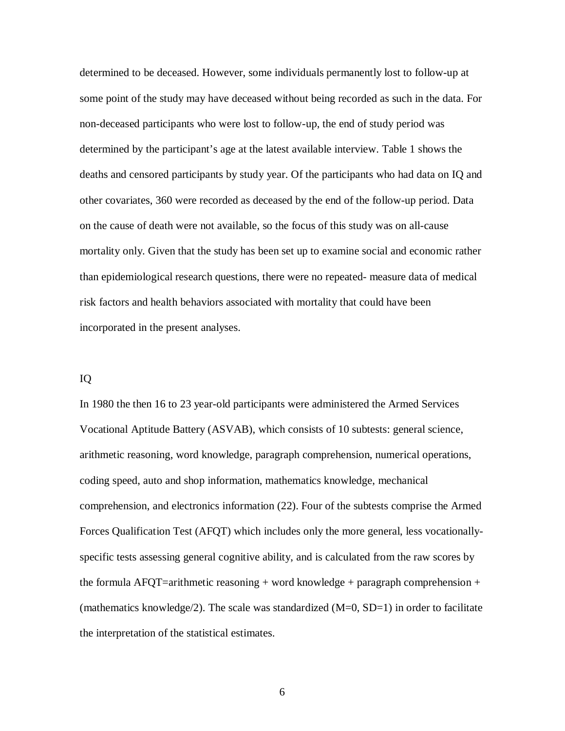determined to be deceased. However, some individuals permanently lost to follow-up at some point of the study may have deceased without being recorded as such in the data. For non-deceased participants who were lost to follow-up, the end of study period was determined by the participant's age at the latest available interview. Table 1 shows the deaths and censored participants by study year. Of the participants who had data on IQ and other covariates, 360 were recorded as deceased by the end of the follow-up period. Data on the cause of death were not available, so the focus of this study was on all-cause mortality only. Given that the study has been set up to examine social and economic rather than epidemiological research questions, there were no repeated- measure data of medical risk factors and health behaviors associated with mortality that could have been incorporated in the present analyses.

### IQ

In 1980 the then 16 to 23 year-old participants were administered the Armed Services Vocational Aptitude Battery (ASVAB), which consists of 10 subtests: general science, arithmetic reasoning, word knowledge, paragraph comprehension, numerical operations, coding speed, auto and shop information, mathematics knowledge, mechanical comprehension, and electronics information (22). Four of the subtests comprise the Armed Forces Qualification Test (AFQT) which includes only the more general, less vocationally-specific tests assessing general cognitive ability, and is calculated from the raw scores by the formula AFQT=arithmetic reasoning + word knowledge + paragraph comprehension + (mathematics knowledge/2). The scale was standardized ($M=0$, $SD=1$) in order to facilitate the interpretation of the statistical estimates.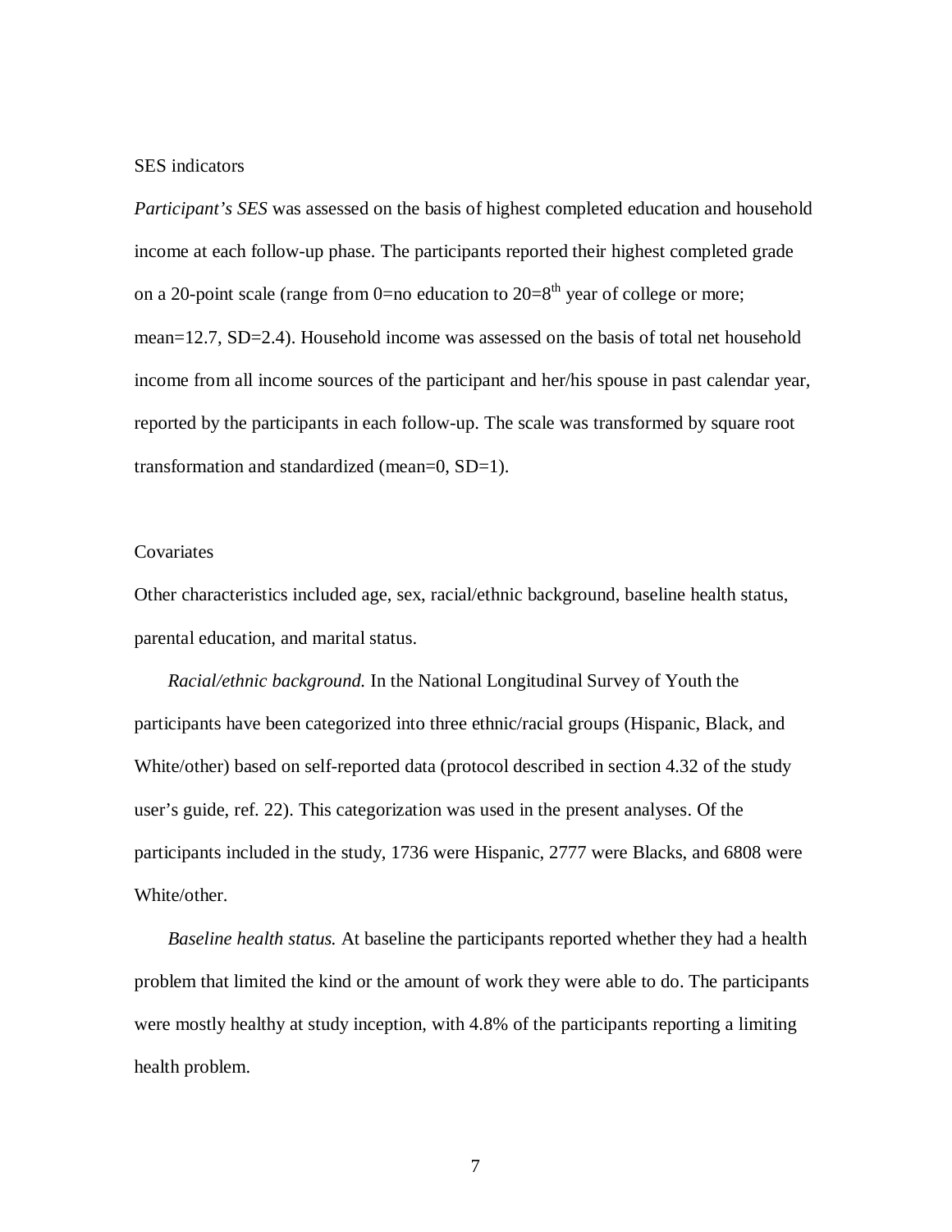SES indicators

*Participant's SES* was assessed on the basis of highest completed education and household income at each follow-up phase. The participants reported their highest completed grade on a 20-point scale (range from 0=no education to 20=8$^{th}$ year of college or more; mean=12.7, SD=2.4). Household income was assessed on the basis of total net household income from all income sources of the participant and her/his spouse in past calendar year, reported by the participants in each follow-up. The scale was transformed by square root transformation and standardized (mean=0, SD=1).

Covariates

Other characteristics included age, sex, racial/ethnic background, baseline health status, parental education, and marital status.

*Racial/ethnic background.* In the National Longitudinal Survey of Youth the participants have been categorized into three ethnic/racial groups (Hispanic, Black, and White/other) based on self-reported data (protocol described in section 4.32 of the study user's guide, ref. 22). This categorization was used in the present analyses. Of the participants included in the study, 1736 were Hispanic, 2777 were Blacks, and 6808 were White/other.

*Baseline health status.* At baseline the participants reported whether they had a health problem that limited the kind or the amount of work they were able to do. The participants were mostly healthy at study inception, with 4.8% of the participants reporting a limiting health problem.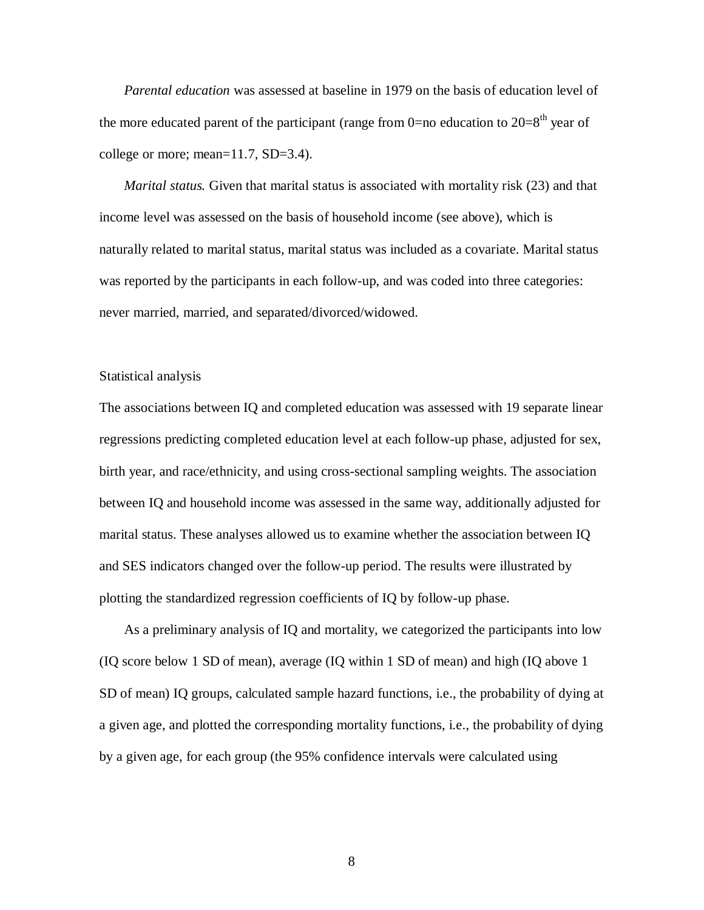*Parental education* was assessed at baseline in 1979 on the basis of education level of the more educated parent of the participant (range from 0=no education to 20=8$^{th}$ year of college or more; mean=11.7, SD=3.4).

*Marital status.* Given that marital status is associated with mortality risk (23) and that income level was assessed on the basis of household income (see above), which is naturally related to marital status, marital status was included as a covariate. Marital status was reported by the participants in each follow-up, and was coded into three categories: never married, married, and separated/divorced/widowed.

## Statistical analysis

The associations between IQ and completed education was assessed with 19 separate linear regressions predicting completed education level at each follow-up phase, adjusted for sex, birth year, and race/ethnicity, and using cross-sectional sampling weights. The association between IQ and household income was assessed in the same way, additionally adjusted for marital status. These analyses allowed us to examine whether the association between IQ and SES indicators changed over the follow-up period. The results were illustrated by plotting the standardized regression coefficients of IQ by follow-up phase.

As a preliminary analysis of IQ and mortality, we categorized the participants into low (IQ score below 1 SD of mean), average (IQ within 1 SD of mean) and high (IQ above 1 SD of mean) IQ groups, calculated sample hazard functions, i.e., the probability of dying at a given age, and plotted the corresponding mortality functions, i.e., the probability of dying by a given age, for each group (the 95% confidence intervals were calculated using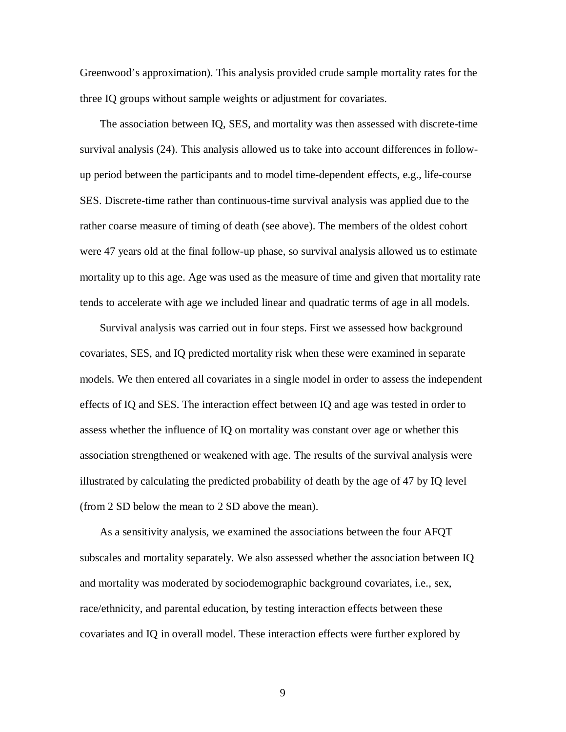Greenwood's approximation). This analysis provided crude sample mortality rates for the three IQ groups without sample weights or adjustment for covariates.

The association between IQ, SES, and mortality was then assessed with discrete-time survival analysis (24). This analysis allowed us to take into account differences in follow-up period between the participants and to model time-dependent effects, e.g., life-course SES. Discrete-time rather than continuous-time survival analysis was applied due to the rather coarse measure of timing of death (see above). The members of the oldest cohort were 47 years old at the final follow-up phase, so survival analysis allowed us to estimate mortality up to this age. Age was used as the measure of time and given that mortality rate tends to accelerate with age we included linear and quadratic terms of age in all models.

Survival analysis was carried out in four steps. First we assessed how background covariates, SES, and IQ predicted mortality risk when these were examined in separate models. We then entered all covariates in a single model in order to assess the independent effects of IQ and SES. The interaction effect between IQ and age was tested in order to assess whether the influence of IQ on mortality was constant over age or whether this association strengthened or weakened with age. The results of the survival analysis were illustrated by calculating the predicted probability of death by the age of 47 by IQ level (from 2 SD below the mean to 2 SD above the mean).

As a sensitivity analysis, we examined the associations between the four AFQT subscales and mortality separately. We also assessed whether the association between IQ and mortality was moderated by sociodemographic background covariates, i.e., sex, race/ethnicity, and parental education, by testing interaction effects between these covariates and IQ in overall model. These interaction effects were further explored by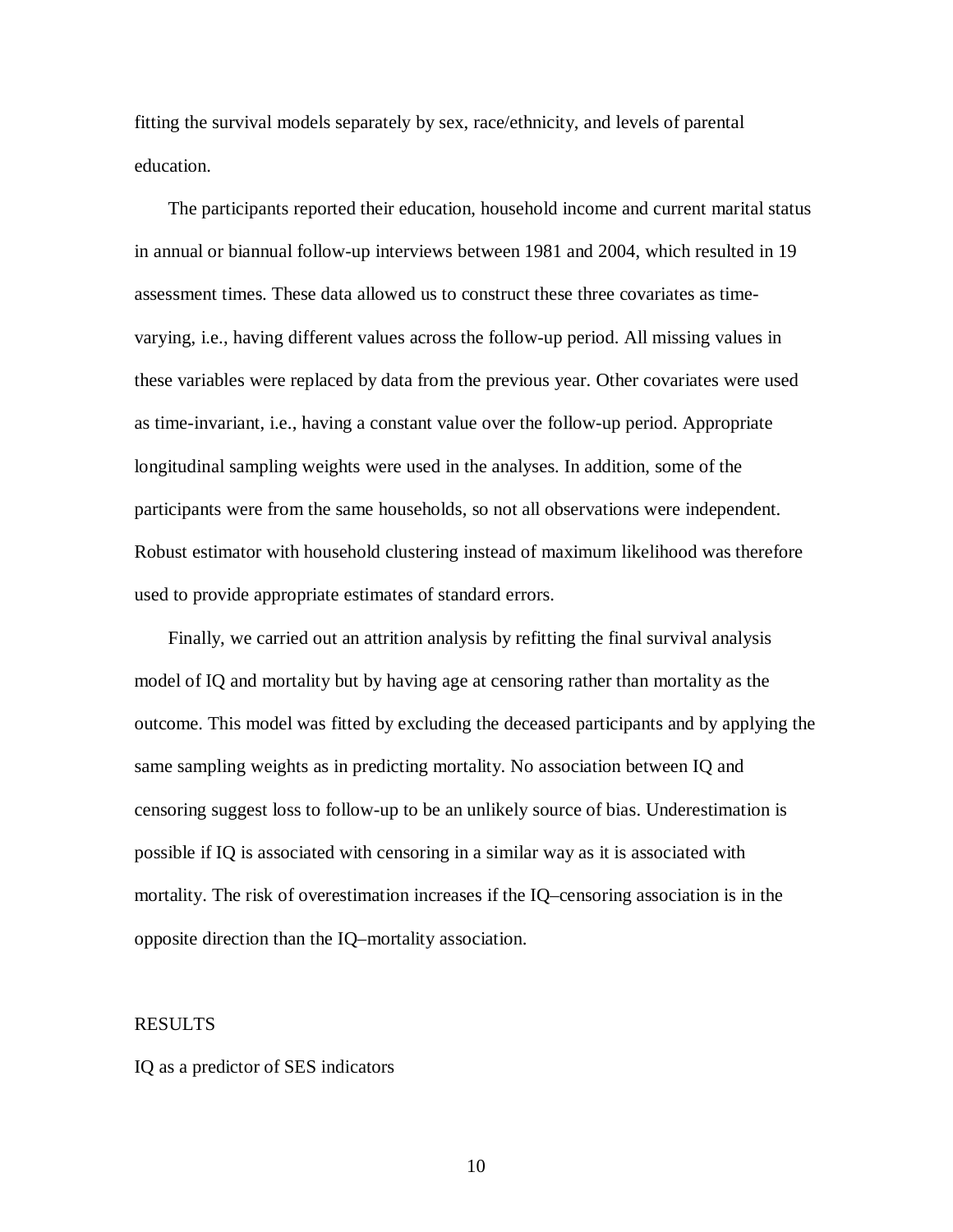fitting the survival models separately by sex, race/ethnicity, and levels of parental education.

The participants reported their education, household income and current marital status in annual or biannual follow-up interviews between 1981 and 2004, which resulted in 19 assessment times. These data allowed us to construct these three covariates as time-varying, i.e., having different values across the follow-up period. All missing values in these variables were replaced by data from the previous year. Other covariates were used as time-invariant, i.e., having a constant value over the follow-up period. Appropriate longitudinal sampling weights were used in the analyses. In addition, some of the participants were from the same households, so not all observations were independent. Robust estimator with household clustering instead of maximum likelihood was therefore used to provide appropriate estimates of standard errors.

Finally, we carried out an attrition analysis by refitting the final survival analysis model of IQ and mortality but by having age at censoring rather than mortality as the outcome. This model was fitted by excluding the deceased participants and by applying the same sampling weights as in predicting mortality. No association between IQ and censoring suggest loss to follow-up to be an unlikely source of bias. Underestimation is possible if IQ is associated with censoring in a similar way as it is associated with mortality. The risk of overestimation increases if the IQ–censoring association is in the opposite direction than the IQ–mortality association.

## RESULTS

### IQ as a predictor of SES indicators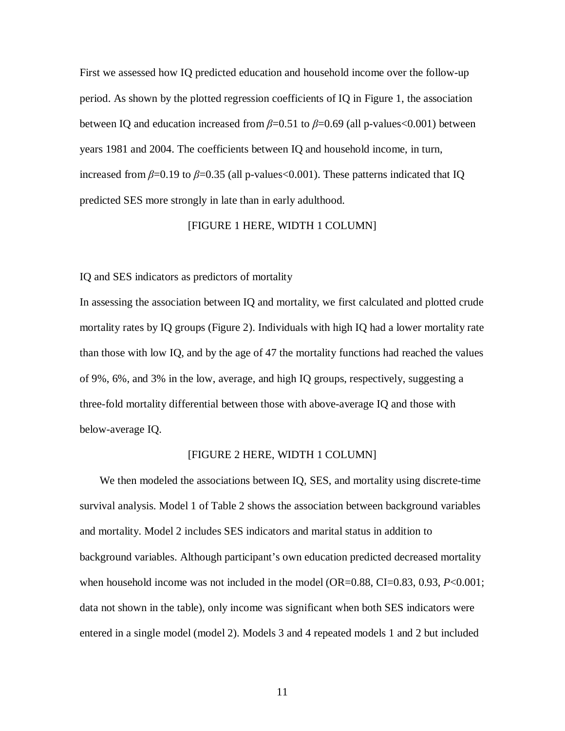First we assessed how IQ predicted education and household income over the follow-up period. As shown by the plotted regression coefficients of IQ in Figure 1, the association between IQ and education increased from $\beta$=0.51 to $\beta$=0.69 (all p-values<0.001) between years 1981 and 2004. The coefficients between IQ and household income, in turn, increased from $\beta$=0.19 to $\beta$=0.35 (all p-values<0.001). These patterns indicated that IQ predicted SES more strongly in late than in early adulthood.

[FIGURE 1 HERE, WIDTH 1 COLUMN]

IQ and SES indicators as predictors of mortality

In assessing the association between IQ and mortality, we first calculated and plotted crude mortality rates by IQ groups (Figure 2). Individuals with high IQ had a lower mortality rate than those with low IQ, and by the age of 47 the mortality functions had reached the values of 9%, 6%, and 3% in the low, average, and high IQ groups, respectively, suggesting a three-fold mortality differential between those with above-average IQ and those with below-average IQ.

[FIGURE 2 HERE, WIDTH 1 COLUMN]

We then modeled the associations between IQ, SES, and mortality using discrete-time survival analysis. Model 1 of Table 2 shows the association between background variables and mortality. Model 2 includes SES indicators and marital status in addition to background variables. Although participant's own education predicted decreased mortality when household income was not included in the model (OR=0.88, CI=0.83, 0.93, *P*<0.001; data not shown in the table), only income was significant when both SES indicators were entered in a single model (model 2). Models 3 and 4 repeated models 1 and 2 but included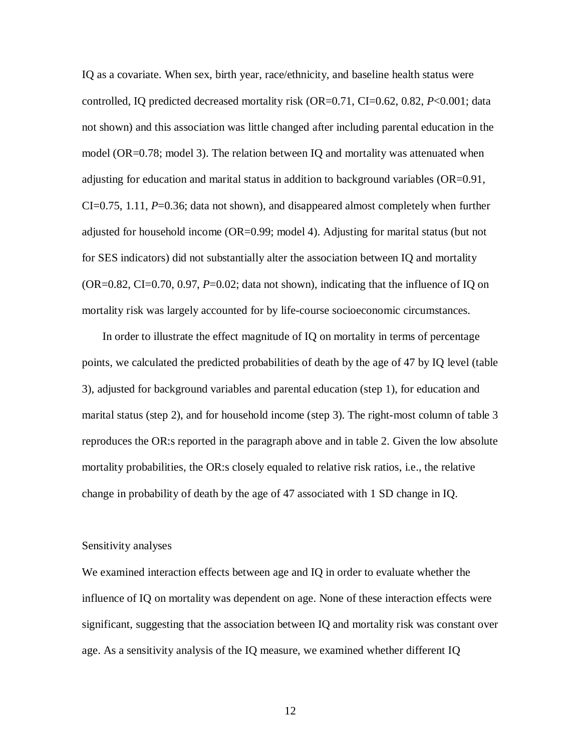IQ as a covariate. When sex, birth year, race/ethnicity, and baseline health status were controlled, IQ predicted decreased mortality risk (OR=0.71, CI=0.62, 0.82, $P<0.001$; data not shown) and this association was little changed after including parental education in the model (OR=0.78; model 3). The relation between IQ and mortality was attenuated when adjusting for education and marital status in addition to background variables (OR=0.91, CI=0.75, 1.11, $P=0.36$; data not shown), and disappeared almost completely when further adjusted for household income (OR=0.99; model 4). Adjusting for marital status (but not for SES indicators) did not substantially alter the association between IQ and mortality (OR=0.82, CI=0.70, 0.97, $P=0.02$; data not shown), indicating that the influence of IQ on mortality risk was largely accounted for by life-course socioeconomic circumstances.

In order to illustrate the effect magnitude of IQ on mortality in terms of percentage points, we calculated the predicted probabilities of death by the age of 47 by IQ level (table 3), adjusted for background variables and parental education (step 1), for education and marital status (step 2), and for household income (step 3). The right-most column of table 3 reproduces the OR:s reported in the paragraph above and in table 2. Given the low absolute mortality probabilities, the OR:s closely equaled to relative risk ratios, i.e., the relative change in probability of death by the age of 47 associated with 1 SD change in IQ.

Sensitivity analyses

We examined interaction effects between age and IQ in order to evaluate whether the influence of IQ on mortality was dependent on age. None of these interaction effects were significant, suggesting that the association between IQ and mortality risk was constant over age. As a sensitivity analysis of the IQ measure, we examined whether different IQ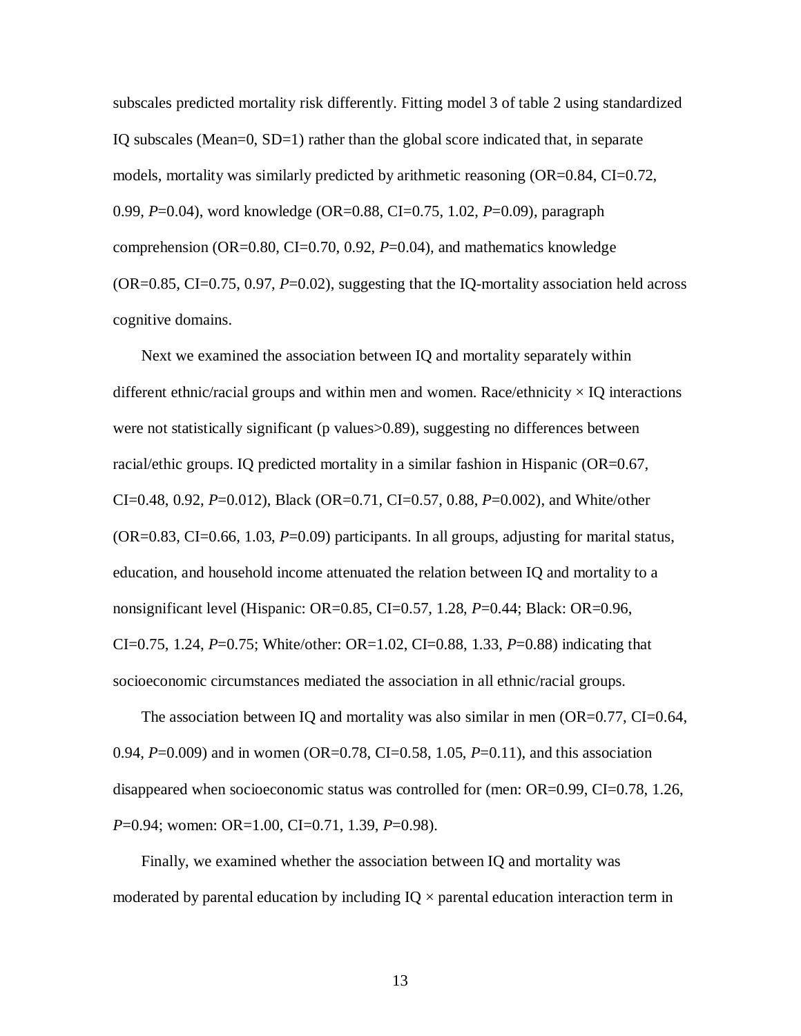subscales predicted mortality risk differently. Fitting model 3 of table 2 using standardized IQ subscales (Mean=0, SD=1) rather than the global score indicated that, in separate models, mortality was similarly predicted by arithmetic reasoning (OR=0.84, CI=0.72, 0.99, *P*=0.04), word knowledge (OR=0.88, CI=0.75, 1.02, *P*=0.09), paragraph comprehension (OR=0.80, CI=0.70, 0.92, *P*=0.04), and mathematics knowledge (OR=0.85, CI=0.75, 0.97, *P*=0.02), suggesting that the IQ-mortality association held across cognitive domains.

Next we examined the association between IQ and mortality separately within different ethnic/racial groups and within men and women. Race/ethnicity × IQ interactions were not statistically significant (p values>0.89), suggesting no differences between racial/ethic groups. IQ predicted mortality in a similar fashion in Hispanic (OR=0.67, CI=0.48, 0.92, *P*=0.012), Black (OR=0.71, CI=0.57, 0.88, *P*=0.002), and White/other (OR=0.83, CI=0.66, 1.03, *P*=0.09) participants. In all groups, adjusting for marital status, education, and household income attenuated the relation between IQ and mortality to a nonsignificant level (Hispanic: OR=0.85, CI=0.57, 1.28, *P*=0.44; Black: OR=0.96, CI=0.75, 1.24, *P*=0.75; White/other: OR=1.02, CI=0.88, 1.33, *P*=0.88) indicating that socioeconomic circumstances mediated the association in all ethnic/racial groups.

The association between IQ and mortality was also similar in men (OR=0.77, CI=0.64, 0.94, *P*=0.009) and in women (OR=0.78, CI=0.58, 1.05, *P*=0.11), and this association disappeared when socioeconomic status was controlled for (men: OR=0.99, CI=0.78, 1.26, *P*=0.94; women: OR=1.00, CI=0.71, 1.39, *P*=0.98).

Finally, we examined whether the association between IQ and mortality was moderated by parental education by including IQ × parental education interaction term in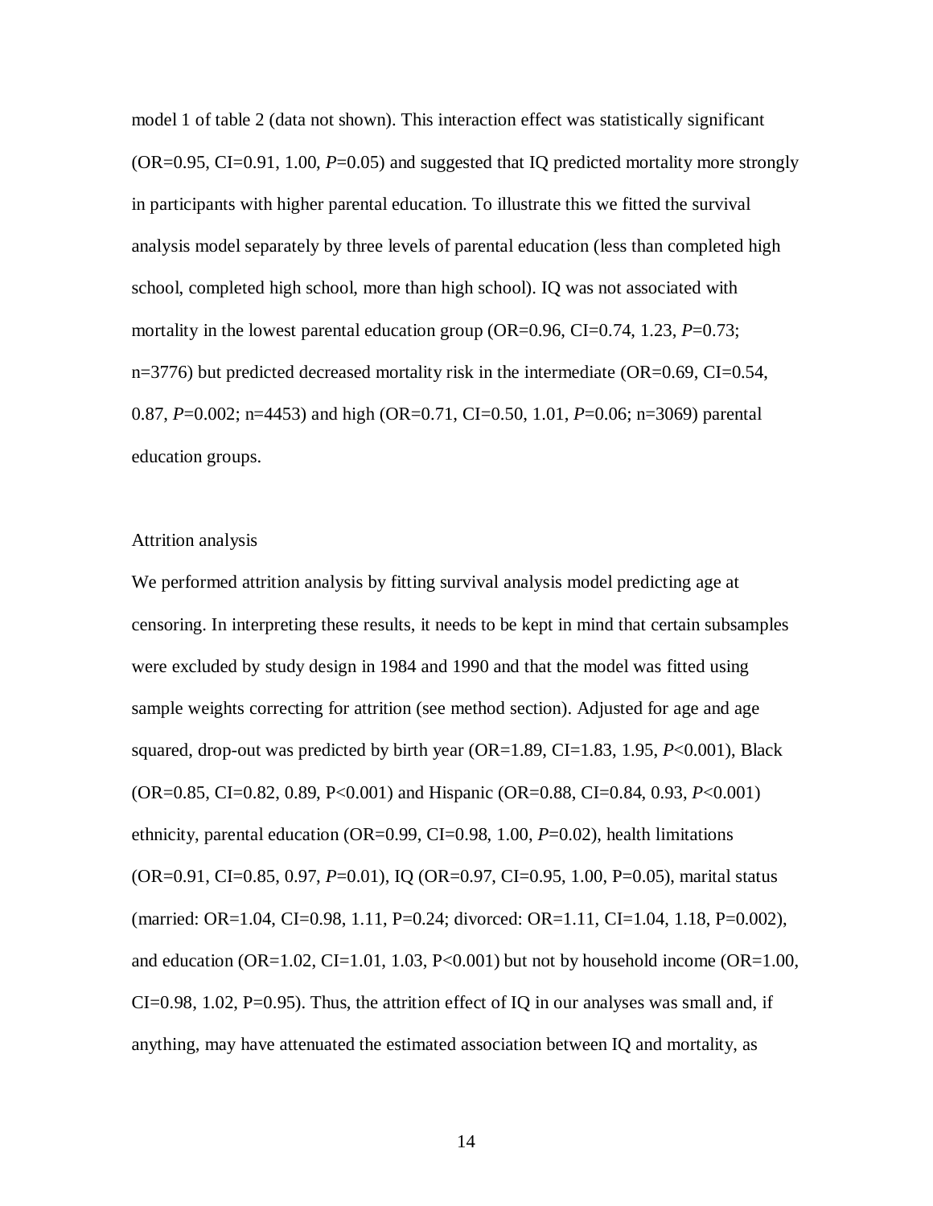model 1 of table 2 (data not shown). This interaction effect was statistically significant (OR=0.95, CI=0.91, 1.00, *P*=0.05) and suggested that IQ predicted mortality more strongly in participants with higher parental education. To illustrate this we fitted the survival analysis model separately by three levels of parental education (less than completed high school, completed high school, more than high school). IQ was not associated with mortality in the lowest parental education group (OR=0.96, CI=0.74, 1.23, *P*=0.73; n=3776) but predicted decreased mortality risk in the intermediate (OR=0.69, CI=0.54, 0.87, *P*=0.002; n=4453) and high (OR=0.71, CI=0.50, 1.01, *P*=0.06; n=3069) parental education groups.

Attrition analysis

We performed attrition analysis by fitting survival analysis model predicting age at censoring. In interpreting these results, it needs to be kept in mind that certain subsamples were excluded by study design in 1984 and 1990 and that the model was fitted using sample weights correcting for attrition (see method section). Adjusted for age and age squared, drop-out was predicted by birth year (OR=1.89, CI=1.83, 1.95, *P*<0.001), Black (OR=0.85, CI=0.82, 0.89, P<0.001) and Hispanic (OR=0.88, CI=0.84, 0.93, *P*<0.001) ethnicity, parental education (OR=0.99, CI=0.98, 1.00, *P*=0.02), health limitations (OR=0.91, CI=0.85, 0.97, *P*=0.01), IQ (OR=0.97, CI=0.95, 1.00, P=0.05), marital status (married: OR=1.04, CI=0.98, 1.11, P=0.24; divorced: OR=1.11, CI=1.04, 1.18, P=0.002), and education (OR=1.02, CI=1.01, 1.03, P<0.001) but not by household income (OR=1.00, CI=0.98, 1.02, P=0.95). Thus, the attrition effect of IQ in our analyses was small and, if anything, may have attenuated the estimated association between IQ and mortality, as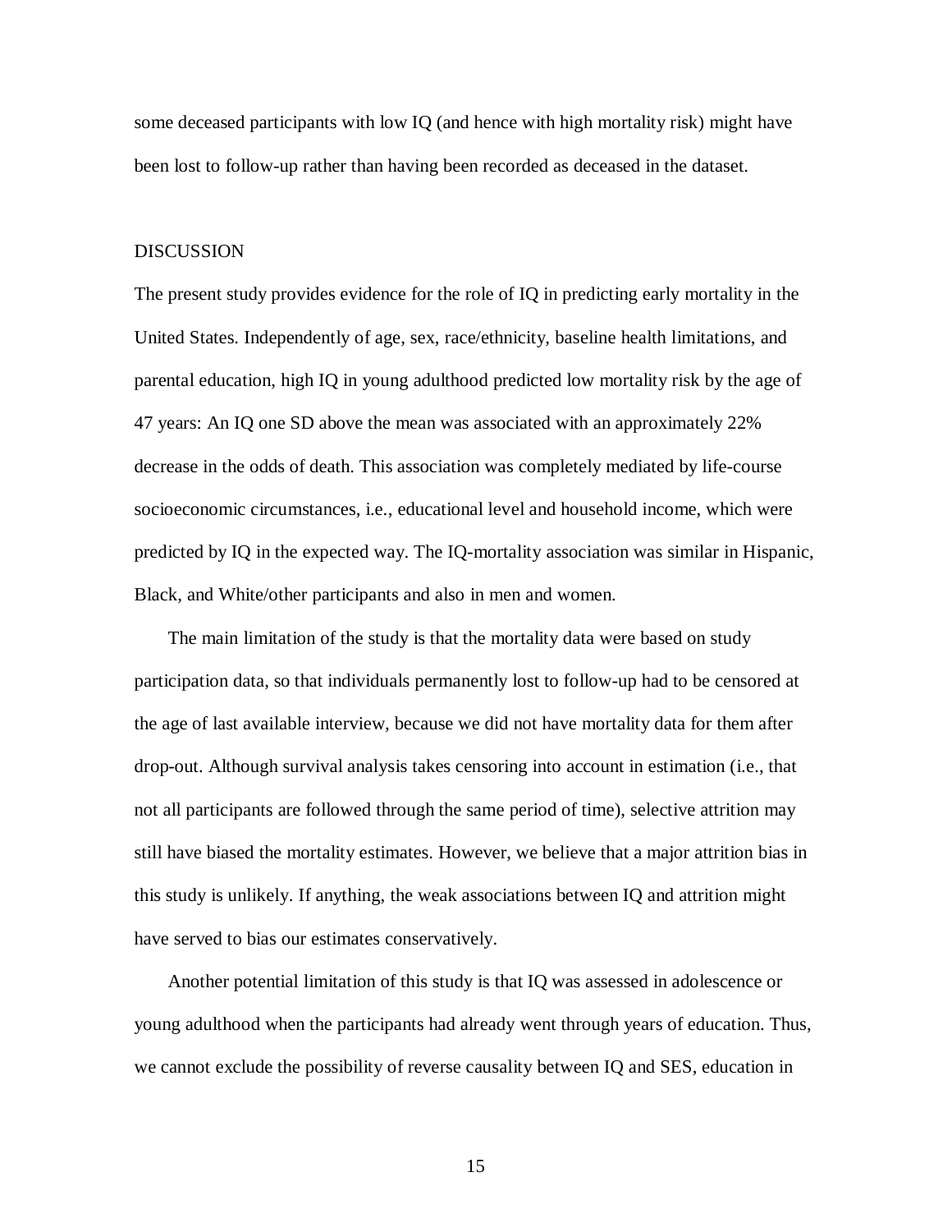some deceased participants with low IQ (and hence with high mortality risk) might have been lost to follow-up rather than having been recorded as deceased in the dataset.

## DISCUSSION

The present study provides evidence for the role of IQ in predicting early mortality in the United States. Independently of age, sex, race/ethnicity, baseline health limitations, and parental education, high IQ in young adulthood predicted low mortality risk by the age of 47 years: An IQ one SD above the mean was associated with an approximately 22% decrease in the odds of death. This association was completely mediated by life-course socioeconomic circumstances, i.e., educational level and household income, which were predicted by IQ in the expected way. The IQ-mortality association was similar in Hispanic, Black, and White/other participants and also in men and women.

The main limitation of the study is that the mortality data were based on study participation data, so that individuals permanently lost to follow-up had to be censored at the age of last available interview, because we did not have mortality data for them after drop-out. Although survival analysis takes censoring into account in estimation (i.e., that not all participants are followed through the same period of time), selective attrition may still have biased the mortality estimates. However, we believe that a major attrition bias in this study is unlikely. If anything, the weak associations between IQ and attrition might have served to bias our estimates conservatively.

Another potential limitation of this study is that IQ was assessed in adolescence or young adulthood when the participants had already went through years of education. Thus, we cannot exclude the possibility of reverse causality between IQ and SES, education in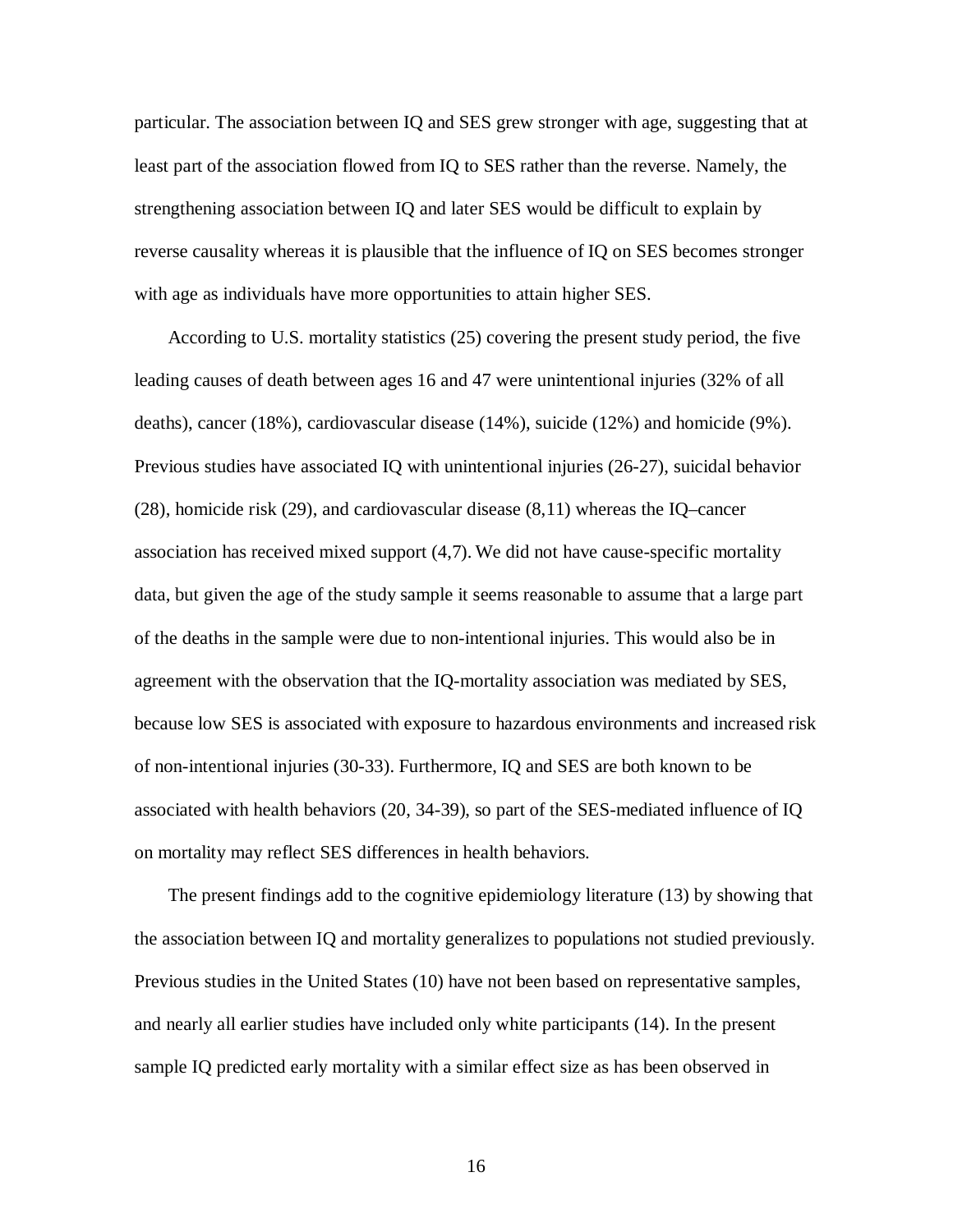particular. The association between IQ and SES grew stronger with age, suggesting that at least part of the association flowed from IQ to SES rather than the reverse. Namely, the strengthening association between IQ and later SES would be difficult to explain by reverse causality whereas it is plausible that the influence of IQ on SES becomes stronger with age as individuals have more opportunities to attain higher SES.

According to U.S. mortality statistics (25) covering the present study period, the five leading causes of death between ages 16 and 47 were unintentional injuries (32% of all deaths), cancer (18%), cardiovascular disease (14%), suicide (12%) and homicide (9%). Previous studies have associated IQ with unintentional injuries (26-27), suicidal behavior (28), homicide risk (29), and cardiovascular disease (8,11) whereas the IQ–cancer association has received mixed support (4,7). We did not have cause-specific mortality data, but given the age of the study sample it seems reasonable to assume that a large part of the deaths in the sample were due to non-intentional injuries. This would also be in agreement with the observation that the IQ-mortality association was mediated by SES, because low SES is associated with exposure to hazardous environments and increased risk of non-intentional injuries (30-33). Furthermore, IQ and SES are both known to be associated with health behaviors (20, 34-39), so part of the SES-mediated influence of IQ on mortality may reflect SES differences in health behaviors.

The present findings add to the cognitive epidemiology literature (13) by showing that the association between IQ and mortality generalizes to populations not studied previously. Previous studies in the United States (10) have not been based on representative samples, and nearly all earlier studies have included only white participants (14). In the present sample IQ predicted early mortality with a similar effect size as has been observed in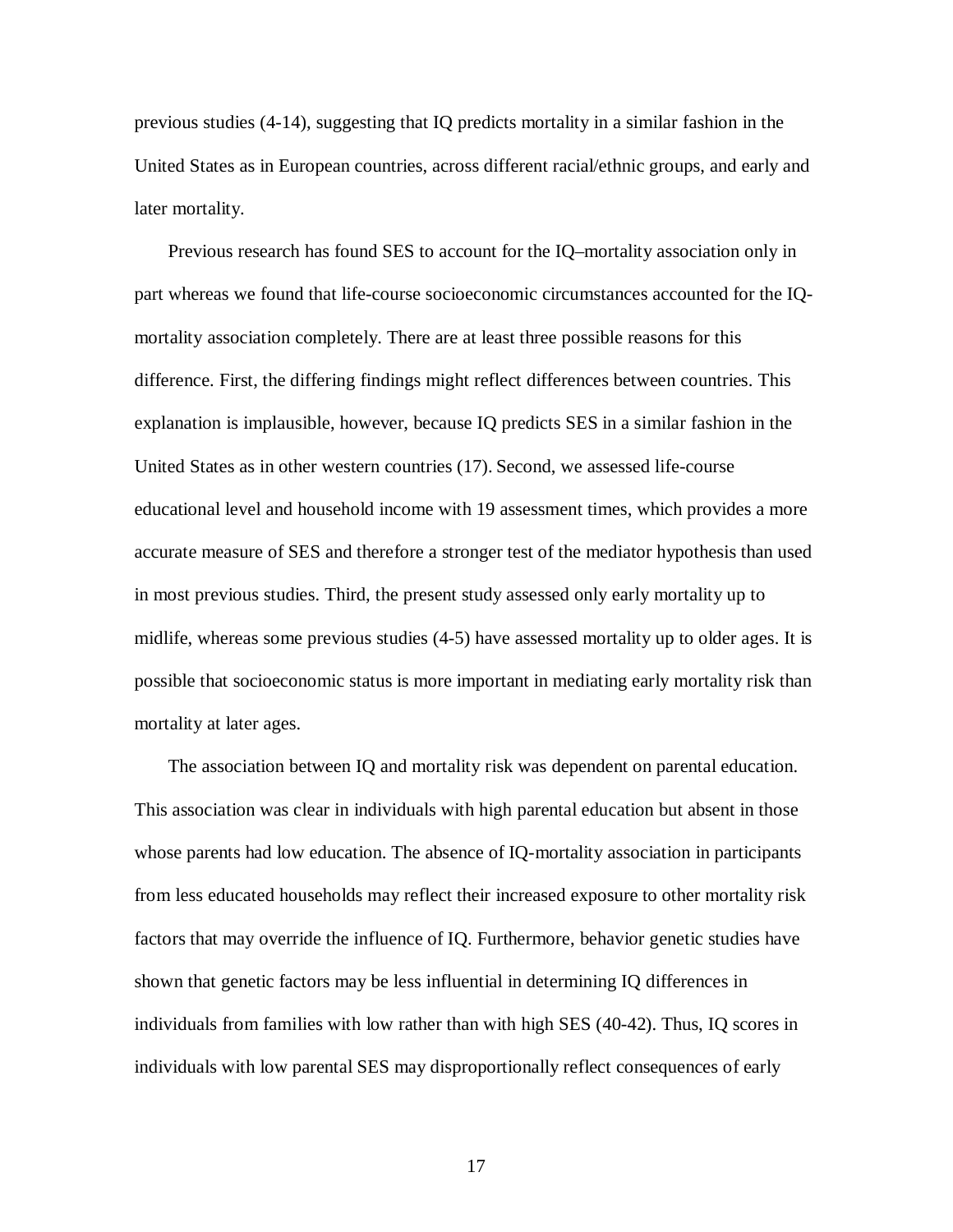previous studies (4-14), suggesting that IQ predicts mortality in a similar fashion in the United States as in European countries, across different racial/ethnic groups, and early and later mortality.

Previous research has found SES to account for the IQ–mortality association only in part whereas we found that life-course socioeconomic circumstances accounted for the IQ-mortality association completely. There are at least three possible reasons for this difference. First, the differing findings might reflect differences between countries. This explanation is implausible, however, because IQ predicts SES in a similar fashion in the United States as in other western countries (17). Second, we assessed life-course educational level and household income with 19 assessment times, which provides a more accurate measure of SES and therefore a stronger test of the mediator hypothesis than used in most previous studies. Third, the present study assessed only early mortality up to midlife, whereas some previous studies (4-5) have assessed mortality up to older ages. It is possible that socioeconomic status is more important in mediating early mortality risk than mortality at later ages.

The association between IQ and mortality risk was dependent on parental education. This association was clear in individuals with high parental education but absent in those whose parents had low education. The absence of IQ-mortality association in participants from less educated households may reflect their increased exposure to other mortality risk factors that may override the influence of IQ. Furthermore, behavior genetic studies have shown that genetic factors may be less influential in determining IQ differences in individuals from families with low rather than with high SES (40-42). Thus, IQ scores in individuals with low parental SES may disproportionally reflect consequences of early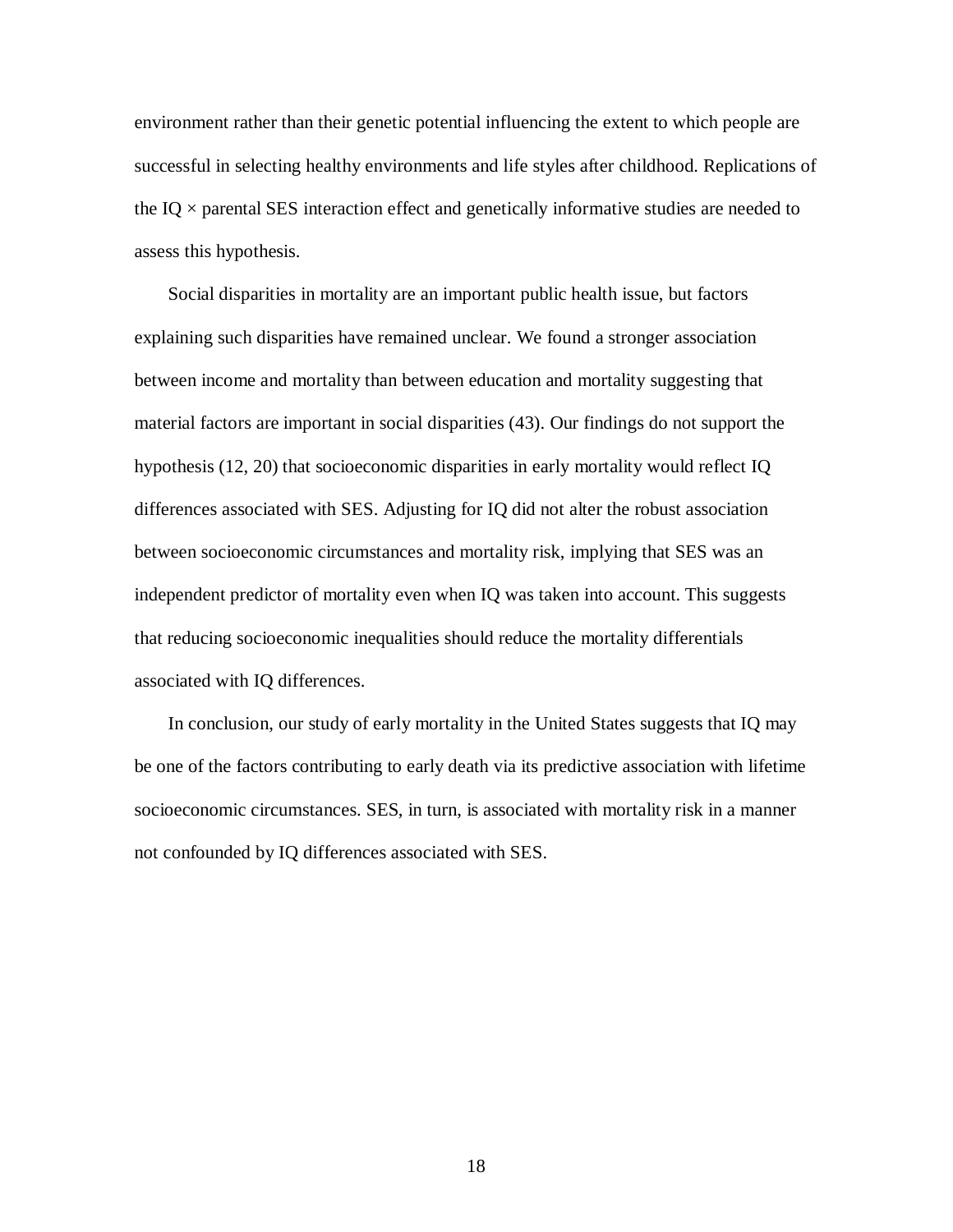environment rather than their genetic potential influencing the extent to which people are successful in selecting healthy environments and life styles after childhood. Replications of the IQ × parental SES interaction effect and genetically informative studies are needed to assess this hypothesis.

Social disparities in mortality are an important public health issue, but factors explaining such disparities have remained unclear. We found a stronger association between income and mortality than between education and mortality suggesting that material factors are important in social disparities (43). Our findings do not support the hypothesis (12, 20) that socioeconomic disparities in early mortality would reflect IQ differences associated with SES. Adjusting for IQ did not alter the robust association between socioeconomic circumstances and mortality risk, implying that SES was an independent predictor of mortality even when IQ was taken into account. This suggests that reducing socioeconomic inequalities should reduce the mortality differentials associated with IQ differences.

In conclusion, our study of early mortality in the United States suggests that IQ may be one of the factors contributing to early death via its predictive association with lifetime socioeconomic circumstances. SES, in turn, is associated with mortality risk in a manner not confounded by IQ differences associated with SES.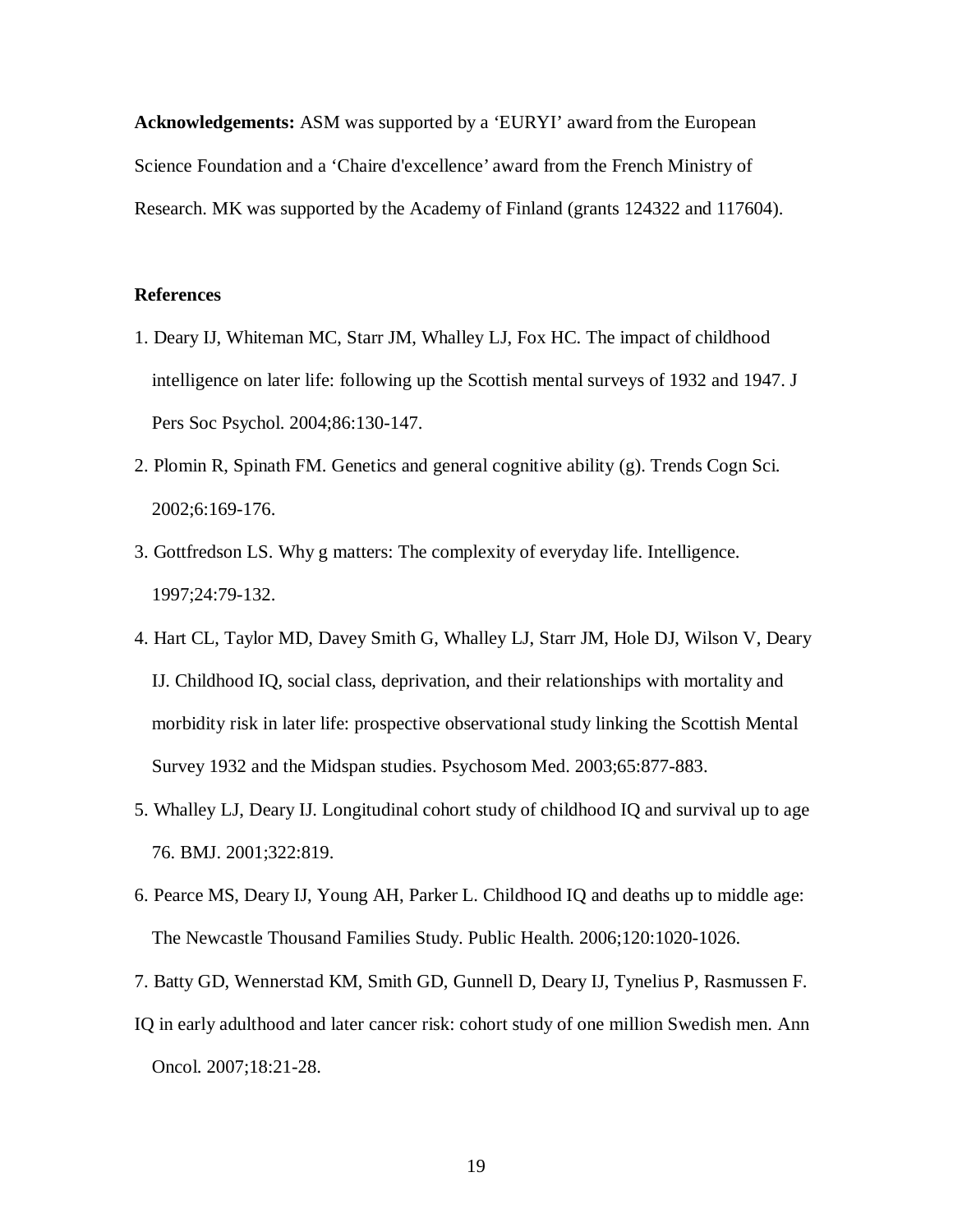**Acknowledgements:** ASM was supported by a 'EURYI' award from the European Science Foundation and a 'Chaire d'excellence' award from the French Ministry of Research. MK was supported by the Academy of Finland (grants 124322 and 117604).

**References**

1. Deary IJ, Whiteman MC, Starr JM, Whalley LJ, Fox HC. The impact of childhood intelligence on later life: following up the Scottish mental surveys of 1932 and 1947. J Pers Soc Psychol. 2004;86:130-147.
2. Plomin R, Spinath FM. Genetics and general cognitive ability (g). Trends Cogn Sci. 2002;6:169-176.
3. Gottfredson LS. Why g matters: The complexity of everyday life. Intelligence. 1997;24:79-132.
4. Hart CL, Taylor MD, Davey Smith G, Whalley LJ, Starr JM, Hole DJ, Wilson V, Deary IJ. Childhood IQ, social class, deprivation, and their relationships with mortality and morbidity risk in later life: prospective observational study linking the Scottish Mental Survey 1932 and the Midspan studies. Psychosom Med. 2003;65:877-883.
5. Whalley LJ, Deary IJ. Longitudinal cohort study of childhood IQ and survival up to age 76. BMJ. 2001;322:819.
6. Pearce MS, Deary IJ, Young AH, Parker L. Childhood IQ and deaths up to middle age: The Newcastle Thousand Families Study. Public Health. 2006;120:1020-1026.
7. Batty GD, Wennerstad KM, Smith GD, Gunnell D, Deary IJ, Tynelius P, Rasmussen F. IQ in early adulthood and later cancer risk: cohort study of one million Swedish men. Ann Oncol. 2007;18:21-28.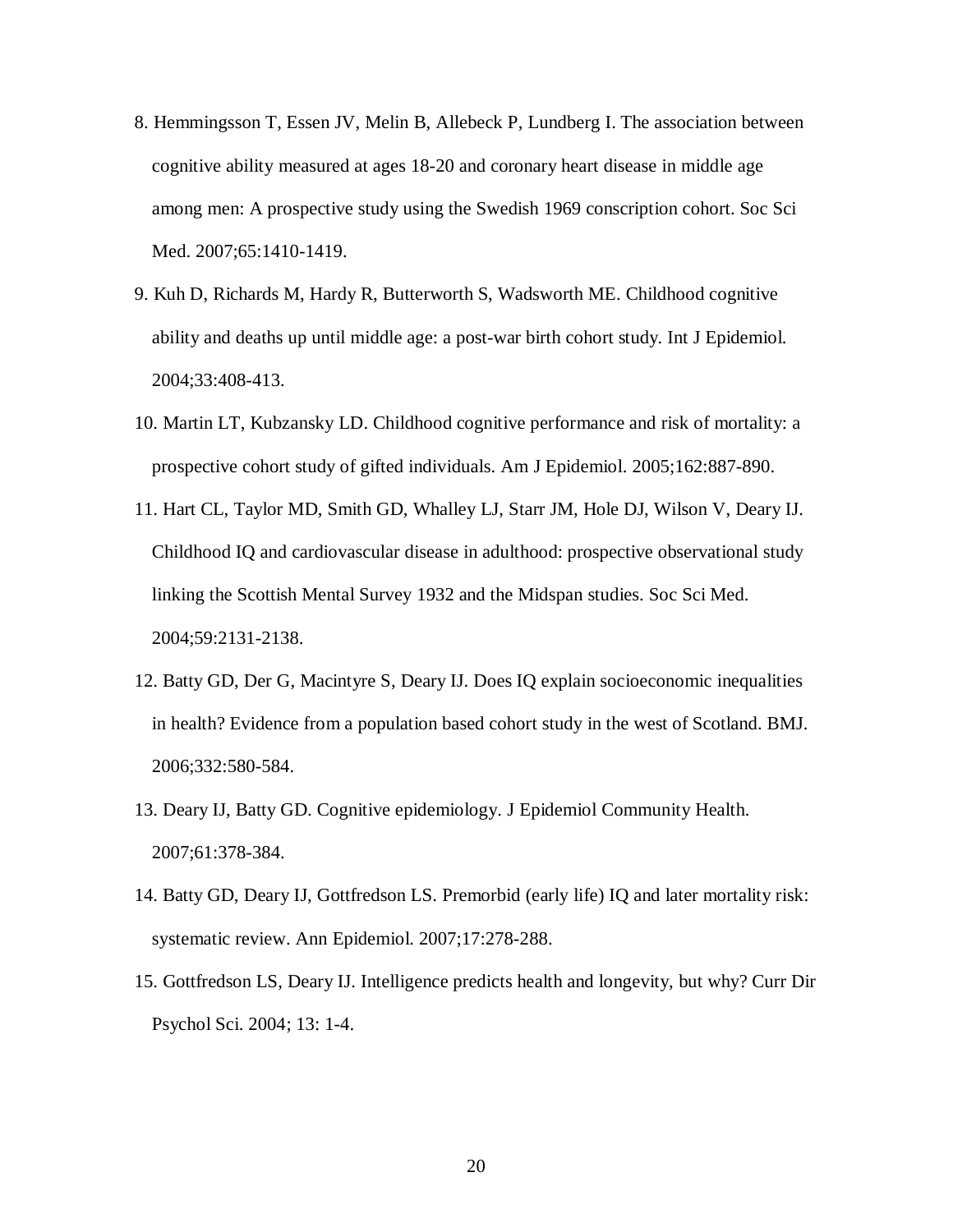8. Hemmingsson T, Essen JV, Melin B, Allebeck P, Lundberg I. The association between cognitive ability measured at ages 18-20 and coronary heart disease in middle age among men: A prospective study using the Swedish 1969 conscription cohort. Soc Sci Med. 2007;65:1410-1419.

9. Kuh D, Richards M, Hardy R, Butterworth S, Wadsworth ME. Childhood cognitive ability and deaths up until middle age: a post-war birth cohort study. Int J Epidemiol. 2004;33:408-413.

10. Martin LT, Kubzansky LD. Childhood cognitive performance and risk of mortality: a prospective cohort study of gifted individuals. Am J Epidemiol. 2005;162:887-890.

11. Hart CL, Taylor MD, Smith GD, Whalley LJ, Starr JM, Hole DJ, Wilson V, Deary IJ. Childhood IQ and cardiovascular disease in adulthood: prospective observational study linking the Scottish Mental Survey 1932 and the Midspan studies. Soc Sci Med. 2004;59:2131-2138.

12. Batty GD, Der G, Macintyre S, Deary IJ. Does IQ explain socioeconomic inequalities in health? Evidence from a population based cohort study in the west of Scotland. BMJ. 2006;332:580-584.

13. Deary IJ, Batty GD. Cognitive epidemiology. J Epidemiol Community Health. 2007;61:378-384.

14. Batty GD, Deary IJ, Gottfredson LS. Premorbid (early life) IQ and later mortality risk: systematic review. Ann Epidemiol. 2007;17:278-288.

15. Gottfredson LS, Deary IJ. Intelligence predicts health and longevity, but why? Curr Dir Psychol Sci. 2004; 13: 1-4.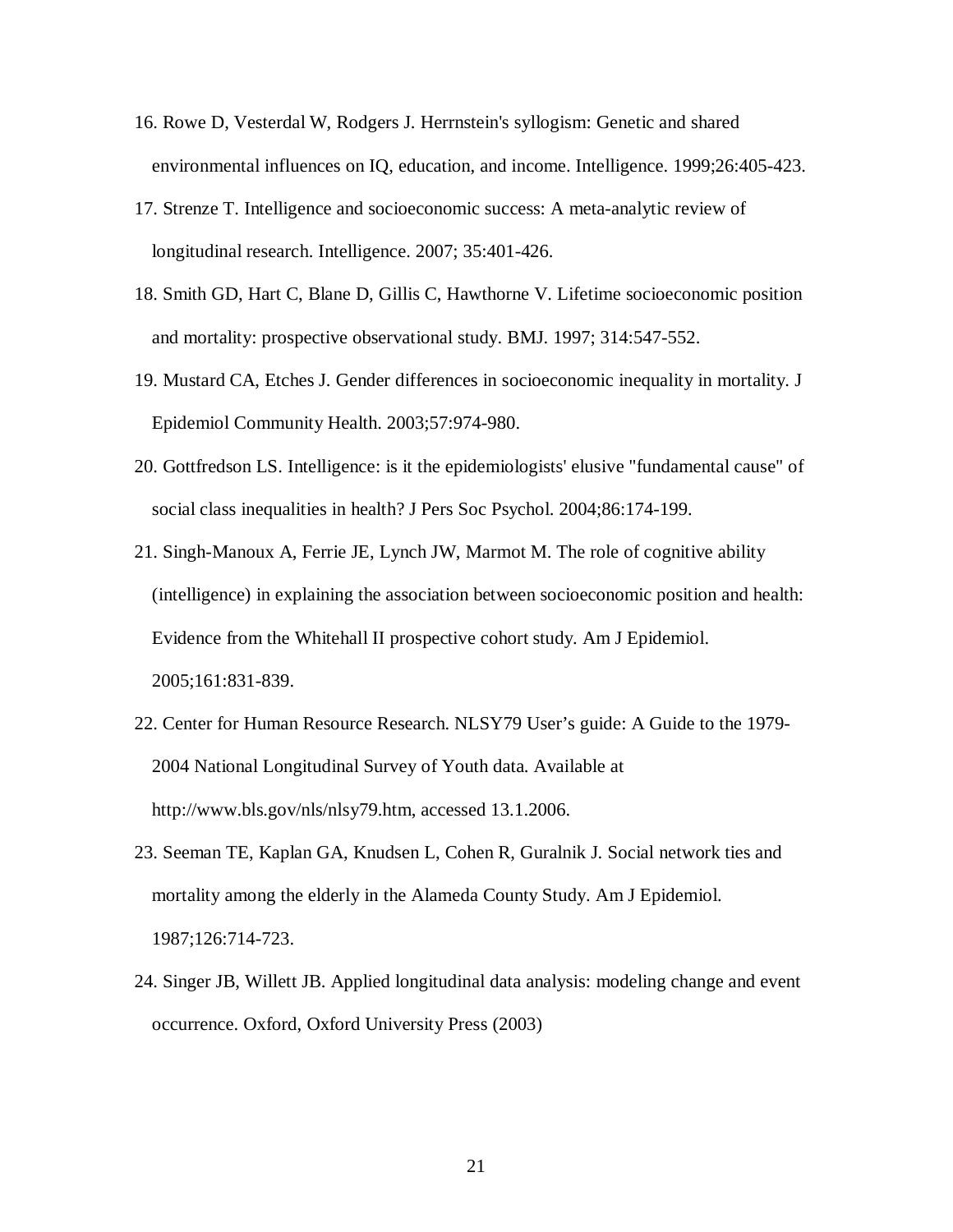16. Rowe D, Vesterdal W, Rodgers J. Herrnstein's syllogism: Genetic and shared environmental influences on IQ, education, and income. Intelligence. 1999;26:405-423.

17. Strenze T. Intelligence and socioeconomic success: A meta-analytic review of longitudinal research. Intelligence. 2007; 35:401-426.

18. Smith GD, Hart C, Blane D, Gillis C, Hawthorne V. Lifetime socioeconomic position and mortality: prospective observational study. BMJ. 1997; 314:547-552.

19. Mustard CA, Etches J. Gender differences in socioeconomic inequality in mortality. J Epidemiol Community Health. 2003;57:974-980.

20. Gottfredson LS. Intelligence: is it the epidemiologists' elusive "fundamental cause" of social class inequalities in health? J Pers Soc Psychol. 2004;86:174-199.

21. Singh-Manoux A, Ferrie JE, Lynch JW, Marmot M. The role of cognitive ability (intelligence) in explaining the association between socioeconomic position and health: Evidence from the Whitehall II prospective cohort study. Am J Epidemiol. 2005;161:831-839.

22. Center for Human Resource Research. NLSY79 User's guide: A Guide to the 1979-2004 National Longitudinal Survey of Youth data. Available at http://www.bls.gov/nls/nlsy79.htm, accessed 13.1.2006.

23. Seeman TE, Kaplan GA, Knudsen L, Cohen R, Guralnik J. Social network ties and mortality among the elderly in the Alameda County Study. Am J Epidemiol. 1987;126:714-723.

24. Singer JB, Willett JB. Applied longitudinal data analysis: modeling change and event occurrence. Oxford, Oxford University Press (2003)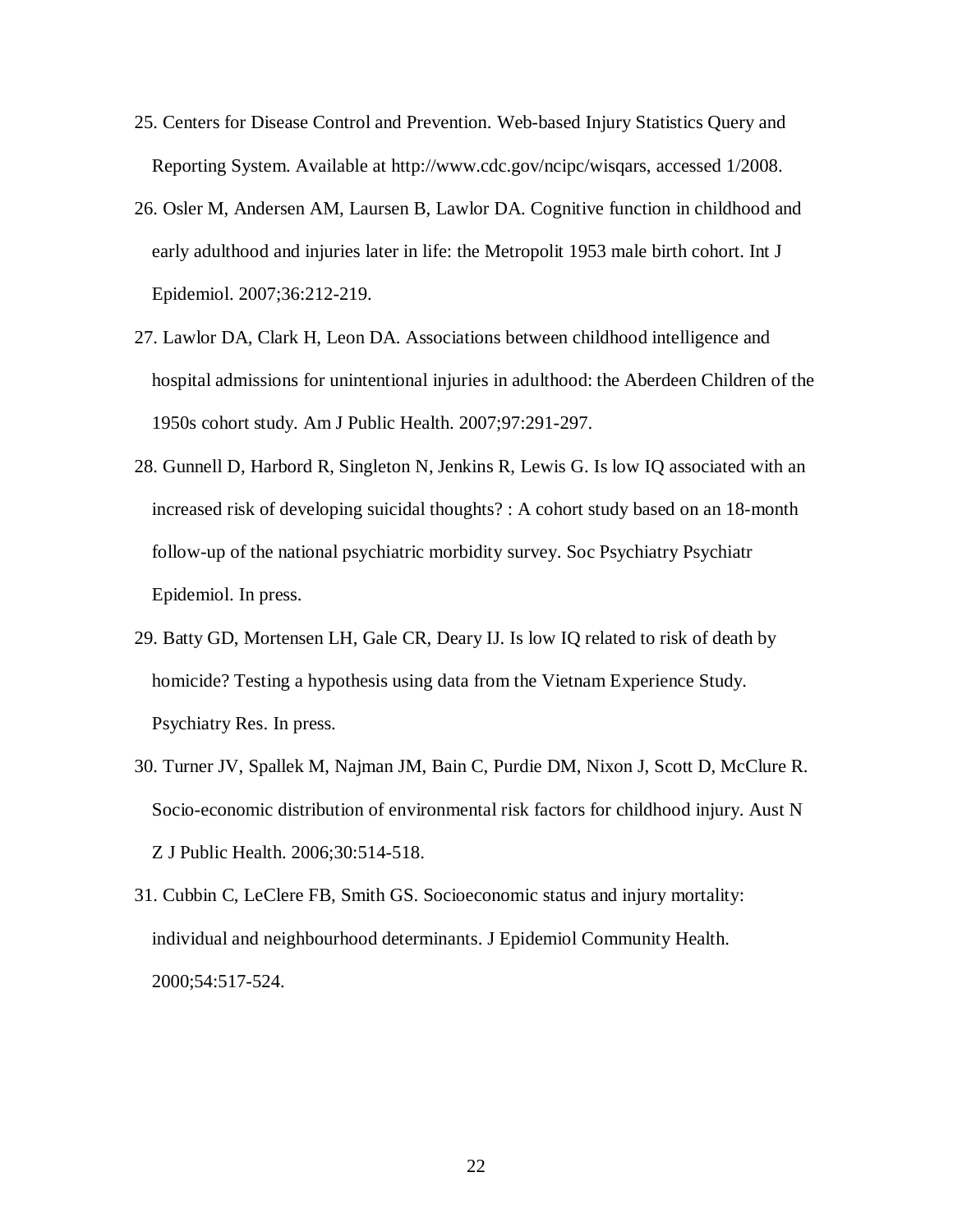25. Centers for Disease Control and Prevention. Web-based Injury Statistics Query and Reporting System. Available at http://www.cdc.gov/ncipc/wisqars, accessed 1/2008.

26. Osler M, Andersen AM, Laursen B, Lawlor DA. Cognitive function in childhood and early adulthood and injuries later in life: the Metropolit 1953 male birth cohort. Int J Epidemiol. 2007;36:212-219.

27. Lawlor DA, Clark H, Leon DA. Associations between childhood intelligence and hospital admissions for unintentional injuries in adulthood: the Aberdeen Children of the 1950s cohort study. Am J Public Health. 2007;97:291-297.

28. Gunnell D, Harbord R, Singleton N, Jenkins R, Lewis G. Is low IQ associated with an increased risk of developing suicidal thoughts? : A cohort study based on an 18-month follow-up of the national psychiatric morbidity survey. Soc Psychiatry Psychiatr Epidemiol. In press.

29. Batty GD, Mortensen LH, Gale CR, Deary IJ. Is low IQ related to risk of death by homicide? Testing a hypothesis using data from the Vietnam Experience Study. Psychiatry Res. In press.

30. Turner JV, Spallek M, Najman JM, Bain C, Purdie DM, Nixon J, Scott D, McClure R. Socio-economic distribution of environmental risk factors for childhood injury. Aust N Z J Public Health. 2006;30:514-518.

31. Cubbin C, LeClere FB, Smith GS. Socioeconomic status and injury mortality: individual and neighbourhood determinants. J Epidemiol Community Health. 2000;54:517-524.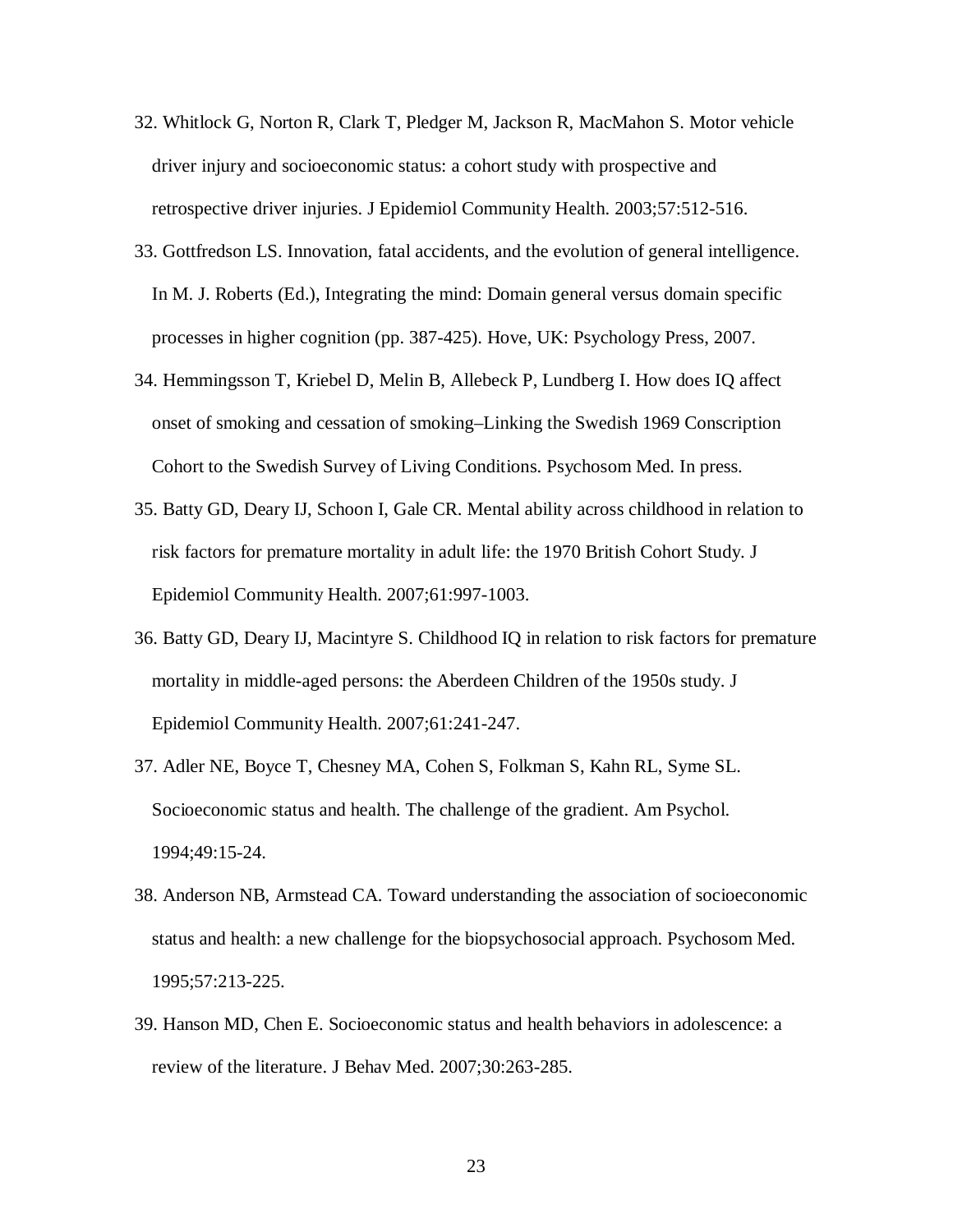32. Whitlock G, Norton R, Clark T, Pledger M, Jackson R, MacMahon S. Motor vehicle driver injury and socioeconomic status: a cohort study with prospective and retrospective driver injuries. J Epidemiol Community Health. 2003;57:512-516.

33. Gottfredson LS. Innovation, fatal accidents, and the evolution of general intelligence. In M. J. Roberts (Ed.), Integrating the mind: Domain general versus domain specific processes in higher cognition (pp. 387-425). Hove, UK: Psychology Press, 2007.

34. Hemmingsson T, Kriebel D, Melin B, Allebeck P, Lundberg I. How does IQ affect onset of smoking and cessation of smoking–Linking the Swedish 1969 Conscription Cohort to the Swedish Survey of Living Conditions. Psychosom Med. In press.

35. Batty GD, Deary IJ, Schoon I, Gale CR. Mental ability across childhood in relation to risk factors for premature mortality in adult life: the 1970 British Cohort Study. J Epidemiol Community Health. 2007;61:997-1003.

36. Batty GD, Deary IJ, Macintyre S. Childhood IQ in relation to risk factors for premature mortality in middle-aged persons: the Aberdeen Children of the 1950s study. J Epidemiol Community Health. 2007;61:241-247.

37. Adler NE, Boyce T, Chesney MA, Cohen S, Folkman S, Kahn RL, Syme SL. Socioeconomic status and health. The challenge of the gradient. Am Psychol. 1994;49:15-24.

38. Anderson NB, Armstead CA. Toward understanding the association of socioeconomic status and health: a new challenge for the biopsychosocial approach. Psychosom Med. 1995;57:213-225.

39. Hanson MD, Chen E. Socioeconomic status and health behaviors in adolescence: a review of the literature. J Behav Med. 2007;30:263-285.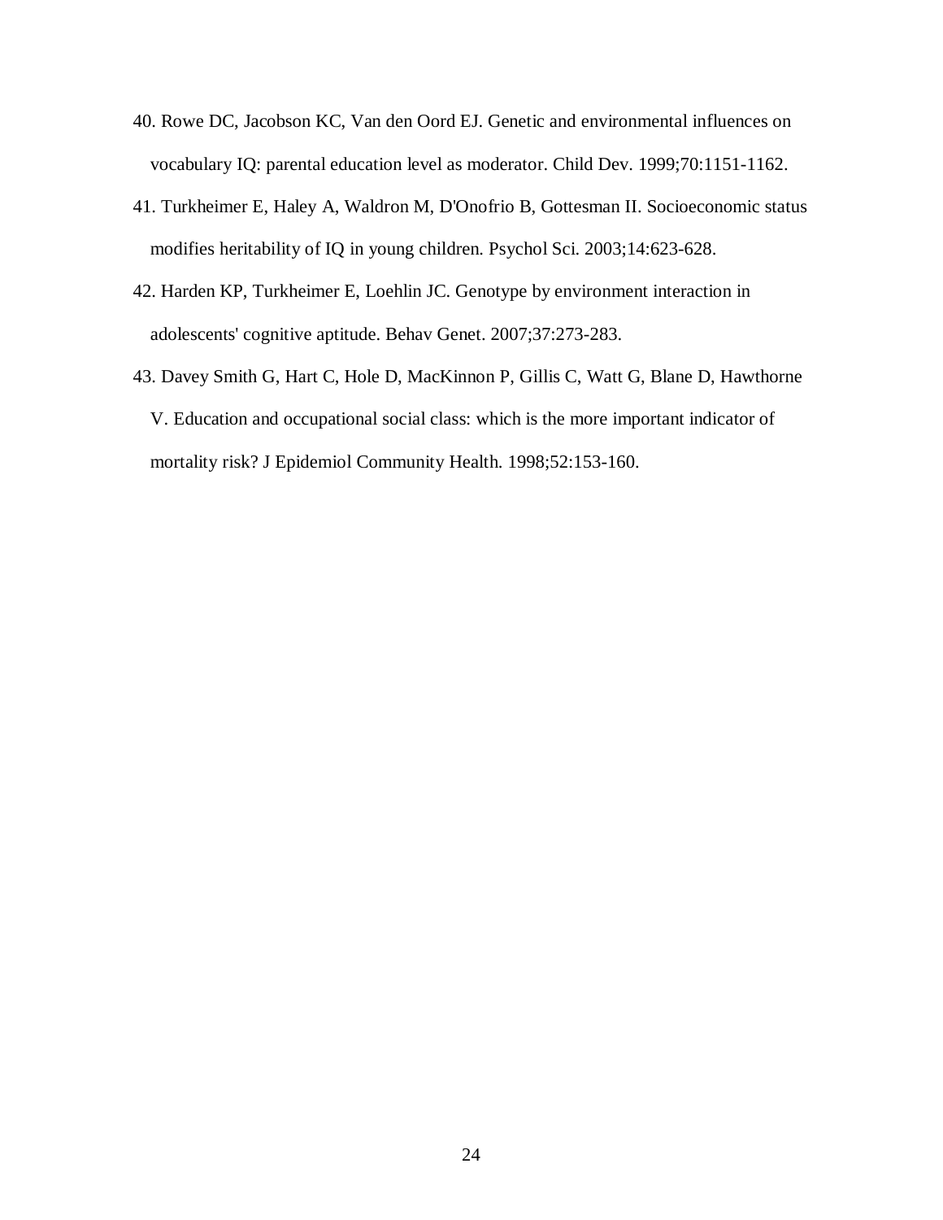40. Rowe DC, Jacobson KC, Van den Oord EJ. Genetic and environmental influences on vocabulary IQ: parental education level as moderator. Child Dev. 1999;70:1151-1162.
41. Turkheimer E, Haley A, Waldron M, D'Onofrio B, Gottesman II. Socioeconomic status modifies heritability of IQ in young children. Psychol Sci. 2003;14:623-628.
42. Harden KP, Turkheimer E, Loehlin JC. Genotype by environment interaction in adolescents' cognitive aptitude. Behav Genet. 2007;37:273-283.
43. Davey Smith G, Hart C, Hole D, MacKinnon P, Gillis C, Watt G, Blane D, Hawthorne V. Education and occupational social class: which is the more important indicator of mortality risk? J Epidemiol Community Health. 1998;52:153-160.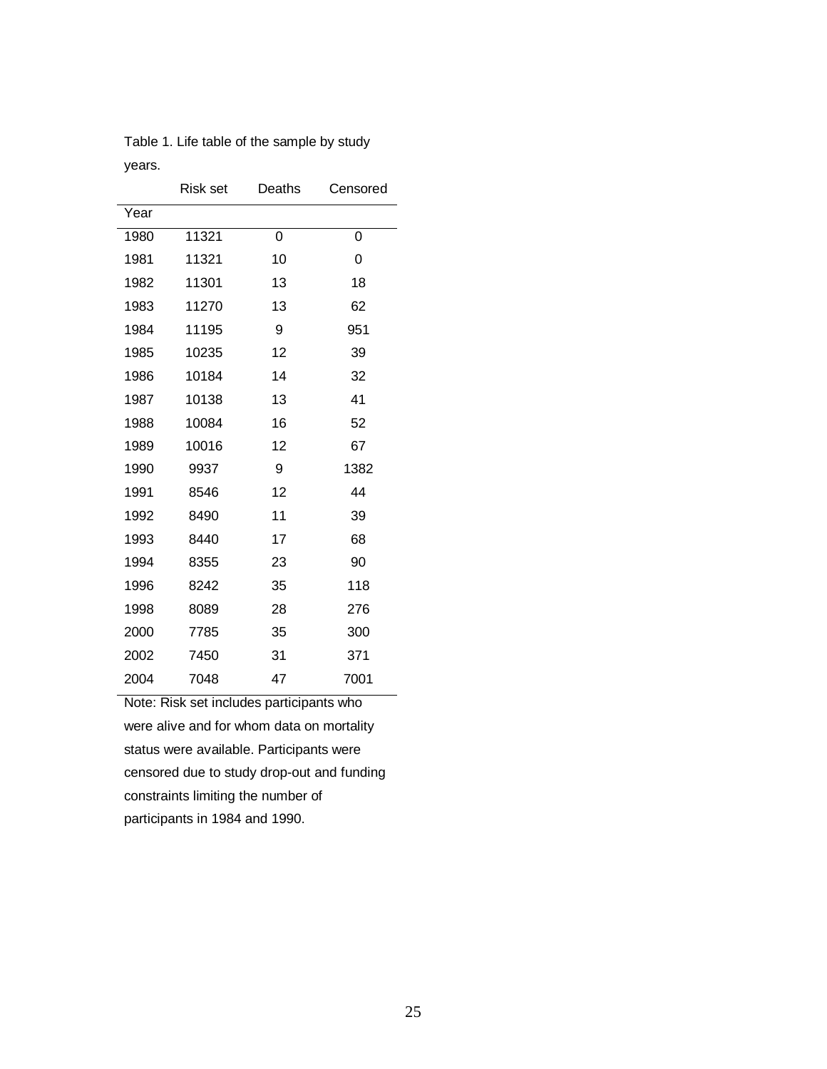Table 1. Life table of the sample by study years.

| Year | Risk set | Deaths | Censored |
|---|---|---|---|
| 1980 | 11321 | 0 | 0 |
| 1981 | 11321 | 10 | 0 |
| 1982 | 11301 | 13 | 18 |
| 1983 | 11270 | 13 | 62 |
| 1984 | 11195 | 9 | 951 |
| 1985 | 10235 | 12 | 39 |
| 1986 | 10184 | 14 | 32 |
| 1987 | 10138 | 13 | 41 |
| 1988 | 10084 | 16 | 52 |
| 1989 | 10016 | 12 | 67 |
| 1990 | 9937 | 9 | 1382 |
| 1991 | 8546 | 12 | 44 |
| 1992 | 8490 | 11 | 39 |
| 1993 | 8440 | 17 | 68 |
| 1994 | 8355 | 23 | 90 |
| 1996 | 8242 | 35 | 118 |
| 1998 | 8089 | 28 | 276 |
| 2000 | 7785 | 35 | 300 |
| 2002 | 7450 | 31 | 371 |
| 2004 | 7048 | 47 | 7001 |

Note: Risk set includes participants who were alive and for whom data on mortality status were available. Participants were censored due to study drop-out and funding constraints limiting the number of participants in 1984 and 1990.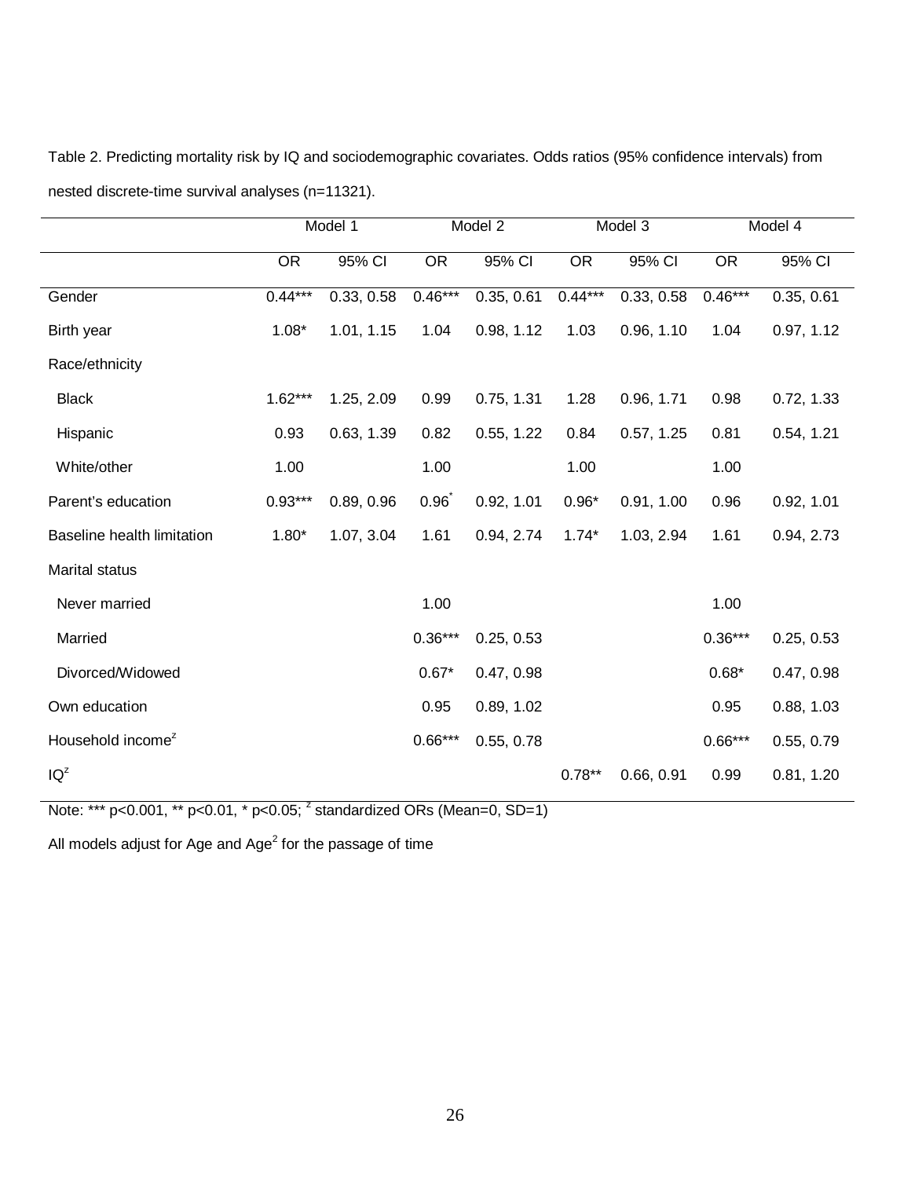Table 2. Predicting mortality risk by IQ and sociodemographic covariates. Odds ratios (95% confidence intervals) from nested discrete-time survival analyses (n=11321).

| | Model 1 | | Model 2 | | Model 3 | | Model 4 | |
|---|---|---|---|---|---|---|---|---|
| | OR | 95% CI | OR | 95% CI | OR | 95% CI | OR | 95% CI |
| Gender | 0.44*** | 0.33, 0.58 | 0.46*** | 0.35, 0.61 | 0.44*** | 0.33, 0.58 | 0.46*** | 0.35, 0.61 |
| Birth year | 1.08* | 1.01, 1.15 | 1.04 | 0.98, 1.12 | 1.03 | 0.96, 1.10 | 1.04 | 0.97, 1.12 |
| Race/ethnicity | | | | | | | | |
| Black | 1.62*** | 1.25, 2.09 | 0.99 | 0.75, 1.31 | 1.28 | 0.96, 1.71 | 0.98 | 0.72, 1.33 |
| Hispanic | 0.93 | 0.63, 1.39 | 0.82 | 0.55, 1.22 | 0.84 | 0.57, 1.25 | 0.81 | 0.54, 1.21 |
| White/other | 1.00 | | 1.00 | | 1.00 | | 1.00 | |
| Parent's education | 0.93*** | 0.89, 0.96 | 0.96* | 0.92, 1.01 | 0.96* | 0.91, 1.00 | 0.96 | 0.92, 1.01 |
| Baseline health limitation | 1.80* | 1.07, 3.04 | 1.61 | 0.94, 2.74 | 1.74* | 1.03, 2.94 | 1.61 | 0.94, 2.73 |
| Marital status | | | | | | | | |
| Never married | | | 1.00 | | | | 1.00 | |
| Married | | | 0.36*** | 0.25, 0.53 | | | 0.36*** | 0.25, 0.53 |
| Divorced/Widowed | | | 0.67* | 0.47, 0.98 | | | 0.68* | 0.47, 0.98 |
| Own education | | | 0.95 | 0.89, 1.02 | | | 0.95 | 0.88, 1.03 |
| Household income[z] | | | 0.66*** | 0.55, 0.78 | | | 0.66*** | 0.55, 0.79 |
| IQ[z] | | | | | 0.78** | 0.66, 0.91 | 0.99 | 0.81, 1.20 |

Note: *** p<0.001, ** p<0.01, * p<0.05; [z] standardized ORs (Mean=0, SD=1)

All models adjust for Age and Age$^2$ for the passage of time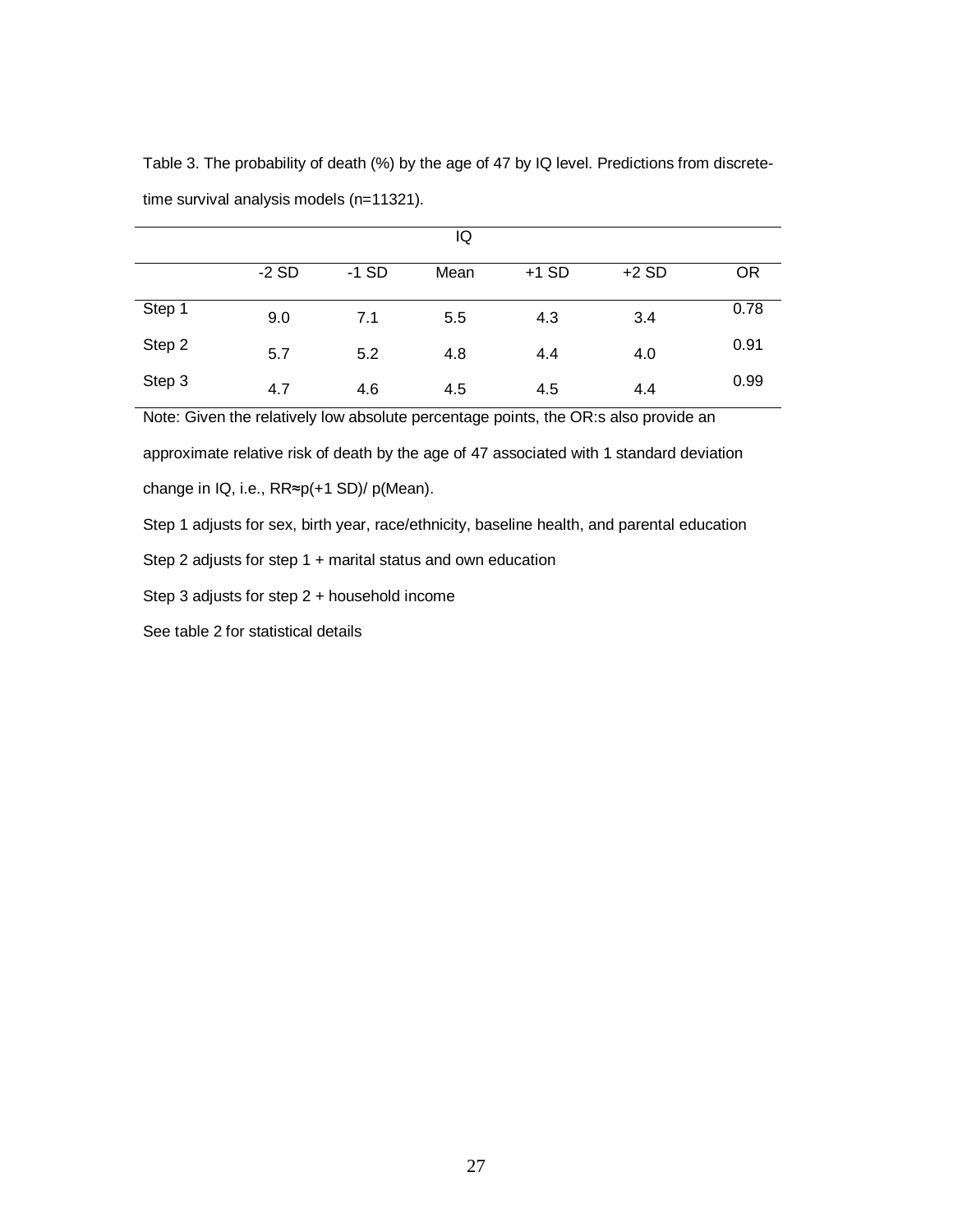Table 3. The probability of death (%) by the age of 47 by IQ level. Predictions from discrete-time survival analysis models (n=11321).

| | IQ | | | | | |
|---|---|---|---|---|---|---|
| | -2 SD | -1 SD | Mean | +1 SD | +2 SD | OR |
| Step 1 | 9.0 | 7.1 | 5.5 | 4.3 | 3.4 | 0.78 |
| Step 2 | 5.7 | 5.2 | 4.8 | 4.4 | 4.0 | 0.91 |
| Step 3 | 4.7 | 4.6 | 4.5 | 4.5 | 4.4 | 0.99 |

Note: Given the relatively low absolute percentage points, the OR:s also provide an approximate relative risk of death by the age of 47 associated with 1 standard deviation change in IQ, i.e., RR≈p(+1 SD)/ p(Mean).

Step 1 adjusts for sex, birth year, race/ethnicity, baseline health, and parental education

Step 2 adjusts for step 1 + marital status and own education

Step 3 adjusts for step 2 + household income

See table 2 for statistical details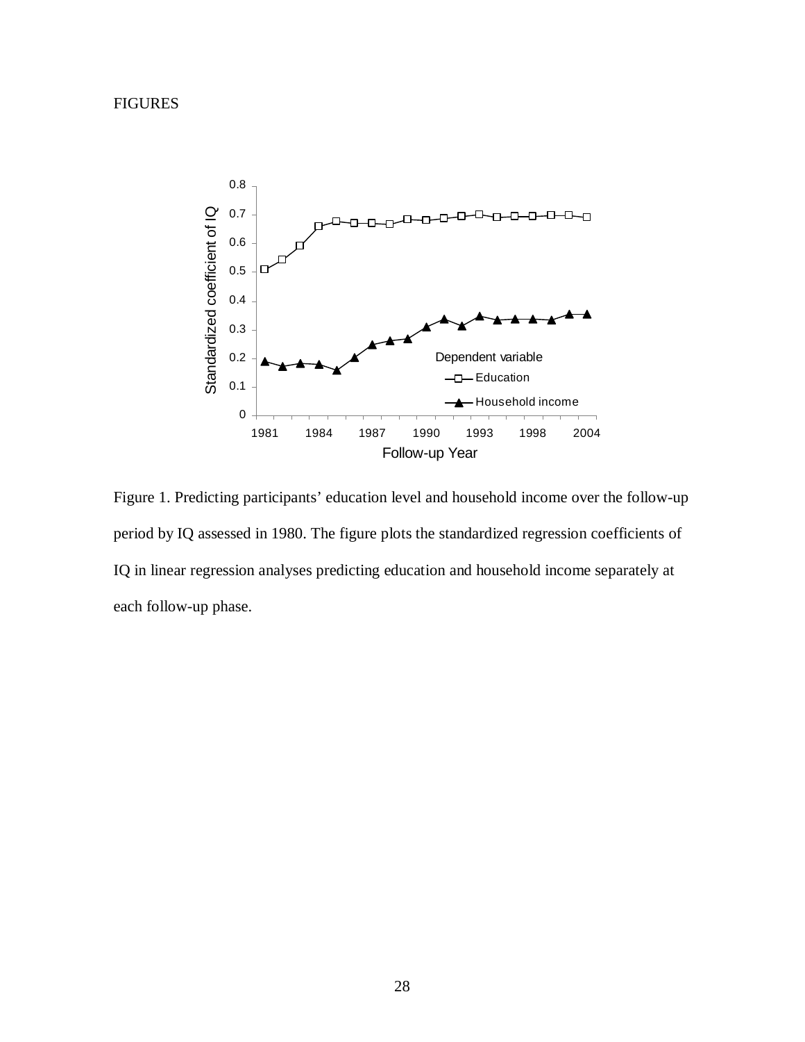FIGURES

Figure 1. Predicting participants' education level and household income over the follow-up period by IQ assessed in 1980. The figure plots the standardized regression coefficients of IQ in linear regression analyses predicting education and household income separately at each follow-up phase.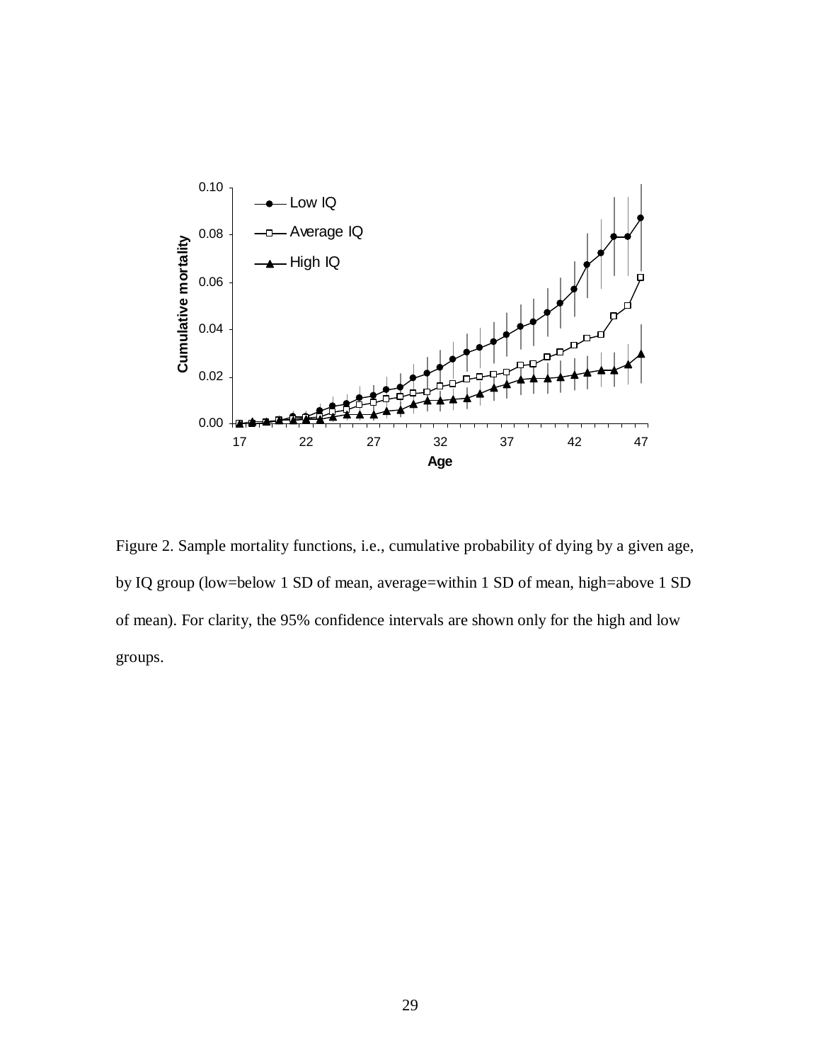0.10
0.08
0.06
0.04
0.02
0.00

Cumulative mortality

Low IQ
Average IQ
High IQ

17 22 27 32 37 42 47

Age

Figure 2. Sample mortality functions, i.e., cumulative probability of dying by a given age, by IQ group (low=below 1 SD of mean, average=within 1 SD of mean, high=above 1 SD of mean). For clarity, the 95% confidence intervals are shown only for the high and low groups.